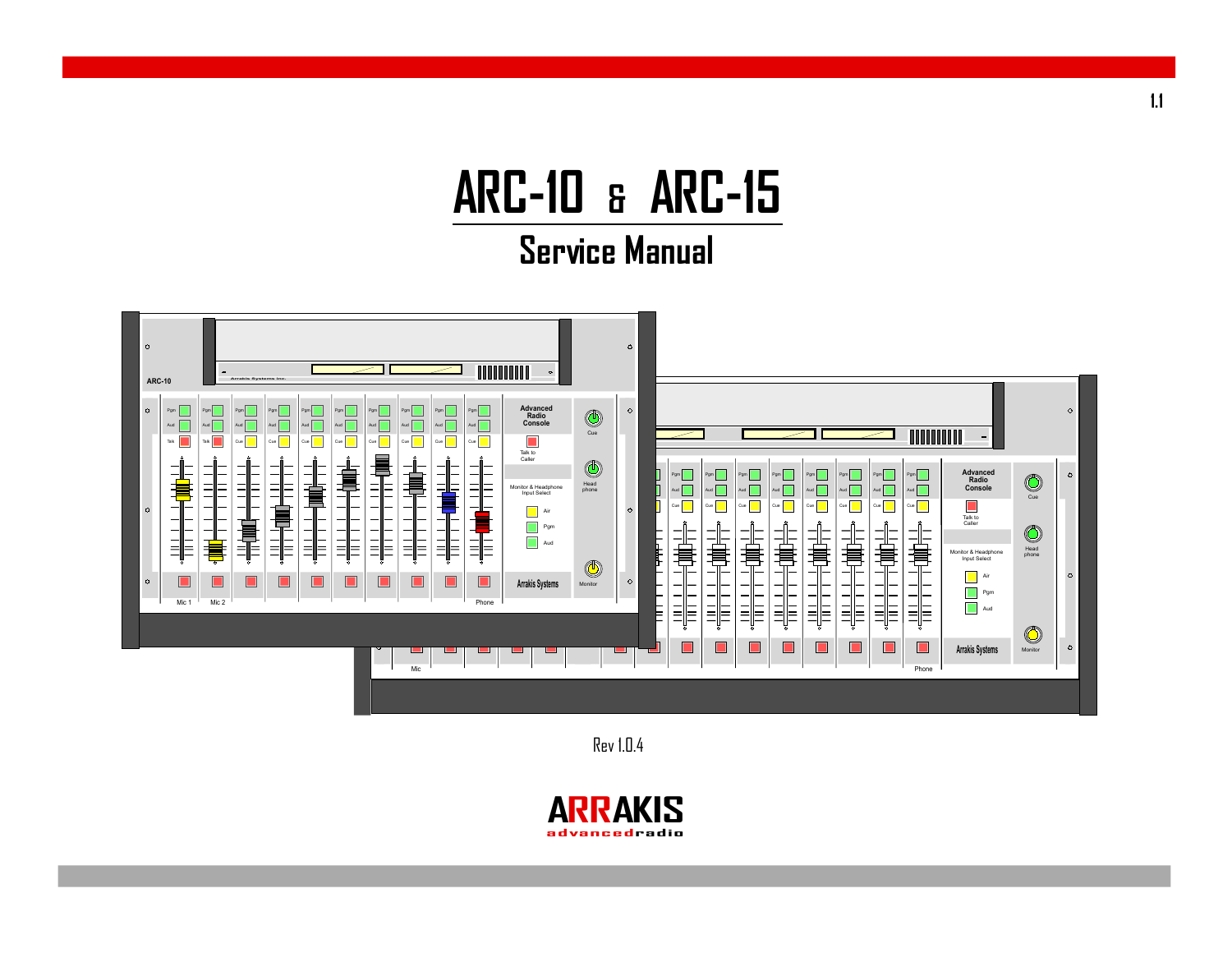# ARC-10 & ARC-15

## Service Manual

Rev 1.0.4

ARRAKIS advancedradio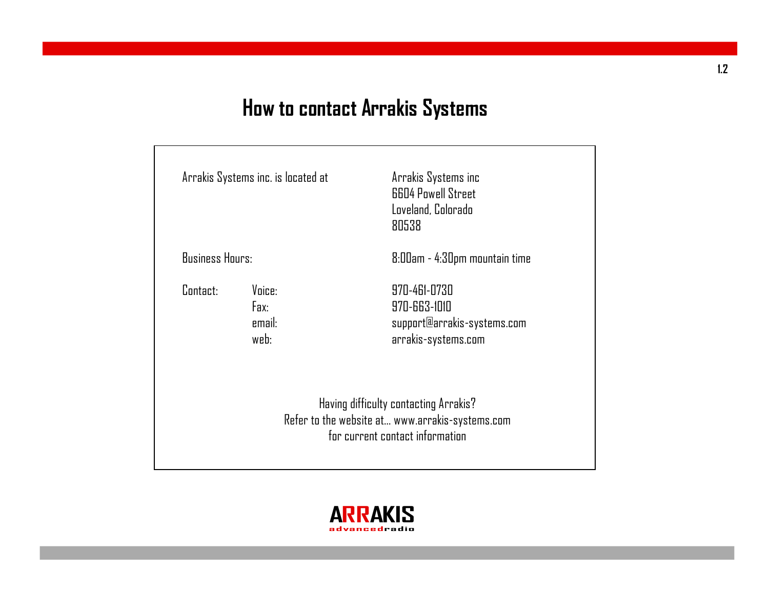# How to contact Arrakis Systems

| | | |
|---|---|---|
| Arrakis Systems inc. is located at | | Arrakis Systems inc<br>6604 Powell Street<br>Loveland, Colorado<br>80538 |
| Business Hours: | | 8:00am - 4:30pm mountain time |
| Contact: | Voice: | 970-461-0730 |
| | Fax: | 970-663-1010 |
| | email: | support@arrakis-systems.com |
| | web: | arrakis-systems.com |

Having difficulty contacting Arrakis?
Refer to the website at... www.arrakis-systems.com
for current contact information

**ARRAKIS**
advancedradio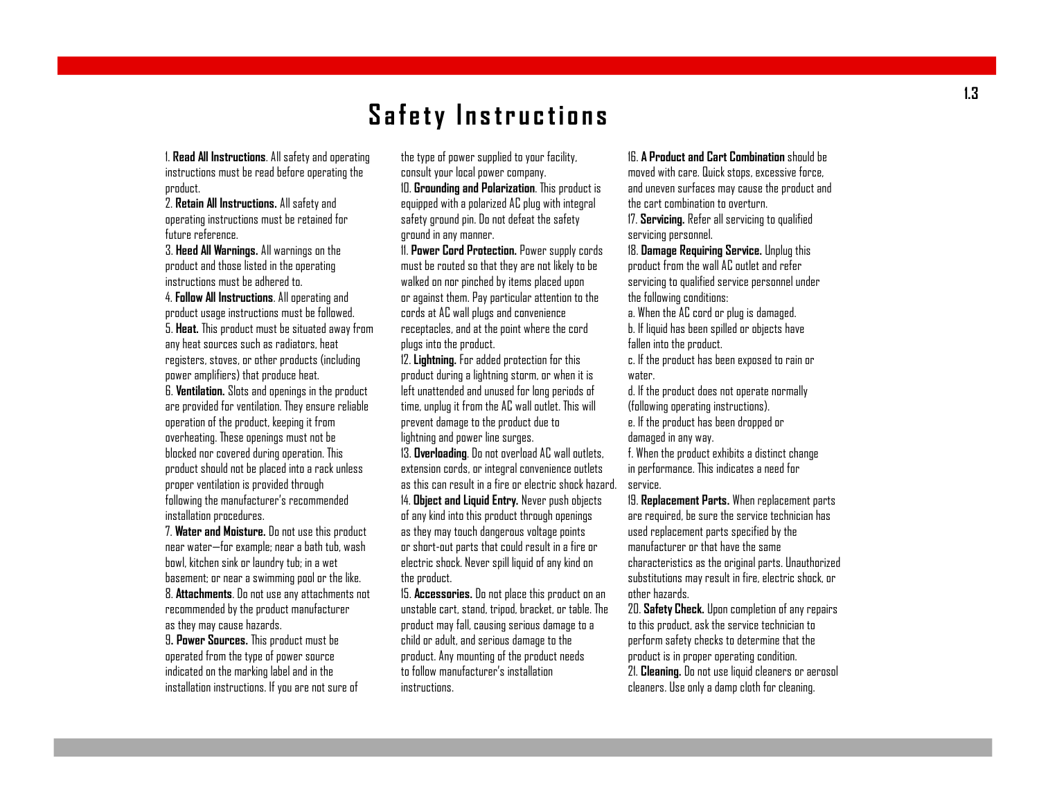# Safety Instructions

1. **Read All Instructions**. All safety and operating instructions must be read before operating the product.
2. **Retain All Instructions.** All safety and operating instructions must be retained for future reference.
3. **Heed All Warnings.** All warnings on the product and those listed in the operating instructions must be adhered to.
4. **Follow All Instructions**. All operating and product usage instructions must be followed.
5. **Heat.** This product must be situated away from any heat sources such as radiators, heat registers, stoves, or other products (including power amplifiers) that produce heat.
6. **Ventilation.** Slots and openings in the product are provided for ventilation. They ensure reliable operation of the product, keeping it from overheating. These openings must not be blocked nor covered during operation. This product should not be placed into a rack unless proper ventilation is provided through following the manufacturer's recommended installation procedures.
7. **Water and Moisture.** Do not use this product near water—for example; near a bath tub, wash bowl, kitchen sink or laundry tub; in a wet basement; or near a swimming pool or the like.
8. **Attachments**. Do not use any attachments not recommended by the product manufacturer as they may cause hazards.
9. **Power Sources.** This product must be operated from the type of power source indicated on the marking label and in the installation instructions. If you are not sure of the type of power supplied to your facility, consult your local power company.
10. **Grounding and Polarization**. This product is equipped with a polarized AC plug with integral safety ground pin. Do not defeat the safety ground in any manner.
11. **Power Cord Protection.** Power supply cords must be routed so that they are not likely to be walked on nor pinched by items placed upon or against them. Pay particular attention to the cords at AC wall plugs and convenience receptacles, and at the point where the cord plugs into the product.
12. **Lightning.** For added protection for this product during a lightning storm, or when it is left unattended and unused for long periods of time, unplug it from the AC wall outlet. This will prevent damage to the product due to lightning and power line surges.
13. **Overloading**. Do not overload AC wall outlets, extension cords, or integral convenience outlets as this can result in a fire or electric shock hazard.
14. **Object and Liquid Entry.** Never push objects of any kind into this product through openings as they may touch dangerous voltage points or short-out parts that could result in a fire or electric shock. Never spill liquid of any kind on the product.
15. **Accessories.** Do not place this product on an unstable cart, stand, tripod, bracket, or table. The product may fall, causing serious damage to a child or adult, and serious damage to the product. Any mounting of the product needs to follow manufacturer's installation instructions.
16. **A Product and Cart Combination** should be moved with care. Quick stops, excessive force, and uneven surfaces may cause the product and the cart combination to overturn.
17. **Servicing.** Refer all servicing to qualified servicing personnel.
18. **Damage Requiring Service.** Unplug this product from the wall AC outlet and refer servicing to qualified service personnel under the following conditions:
   a. When the AC cord or plug is damaged.
   b. If liquid has been spilled or objects have fallen into the product.
   c. If the product has been exposed to rain or water.
   d. If the product does not operate normally (following operating instructions).
   e. If the product has been dropped or damaged in any way.
   f. When the product exhibits a distinct change in performance. This indicates a need for service.
19. **Replacement Parts.** When replacement parts are required, be sure the service technician has used replacement parts specified by the manufacturer or that have the same characteristics as the original parts. Unauthorized substitutions may result in fire, electric shock, or other hazards.
20. **Safety Check.** Upon completion of any repairs to this product, ask the service technician to perform safety checks to determine that the product is in proper operating condition.
21. **Cleaning.** Do not use liquid cleaners or aerosol cleaners. Use only a damp cloth for cleaning.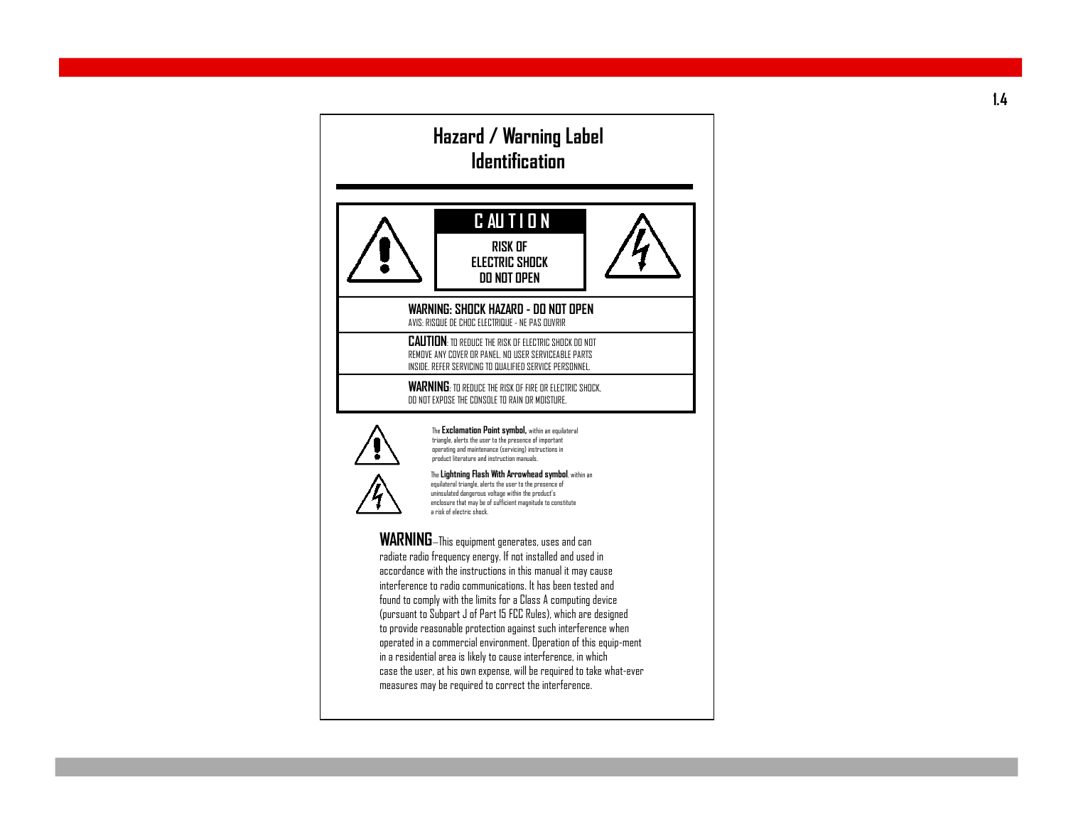# Hazard / Warning Label Identification

**CAUTION**

**RISK OF ELECTRIC SHOCK DO NOT OPEN**

**WARNING: SHOCK HAZARD - DO NOT OPEN**
AVIS: RISQUE DE CHOC ELECTRIQUE - NE PAS OUVRIR

**CAUTION**: TO REDUCE THE RISK OF ELECTRIC SHOCK DO NOT REMOVE ANY COVER OR PANEL. NO USER SERVICEABLE PARTS INSIDE. REFER SERVICING TO QUALIFIED SERVICE PERSONNEL.

**WARNING**: TO REDUCE THE RISK OF FIRE OR ELECTRIC SHOCK, DO NOT EXPOSE THE CONSOLE TO RAIN OR MOISTURE.

The **Exclamation Point symbol,** within an equilateral triangle, alerts the user to the presence of important operating and maintenance (servicing) instructions in product literature and instruction manuals.

The **Lightning Flash With Arrowhead symbol**, within an equilateral triangle, alerts the user to the presence of uninsulated dangerous voltage within the product's enclosure that may be of sufficient magnitude to constitute a risk of electric shock.

**WARNING**—This equipment generates, uses and can radiate radio frequency energy. If not installed and used in accordance with the instructions in this manual it may cause interference to radio communications. It has been tested and found to comply with the limits for a Class A computing device (pursuant to Subpart J of Part 15 FCC Rules), which are designed to provide reasonable protection against such interference when operated in a commercial environment. Operation of this equip-ment in a residential area is likely to cause interference, in which case the user, at his own expense, will be required to take what-ever measures may be required to correct the interference.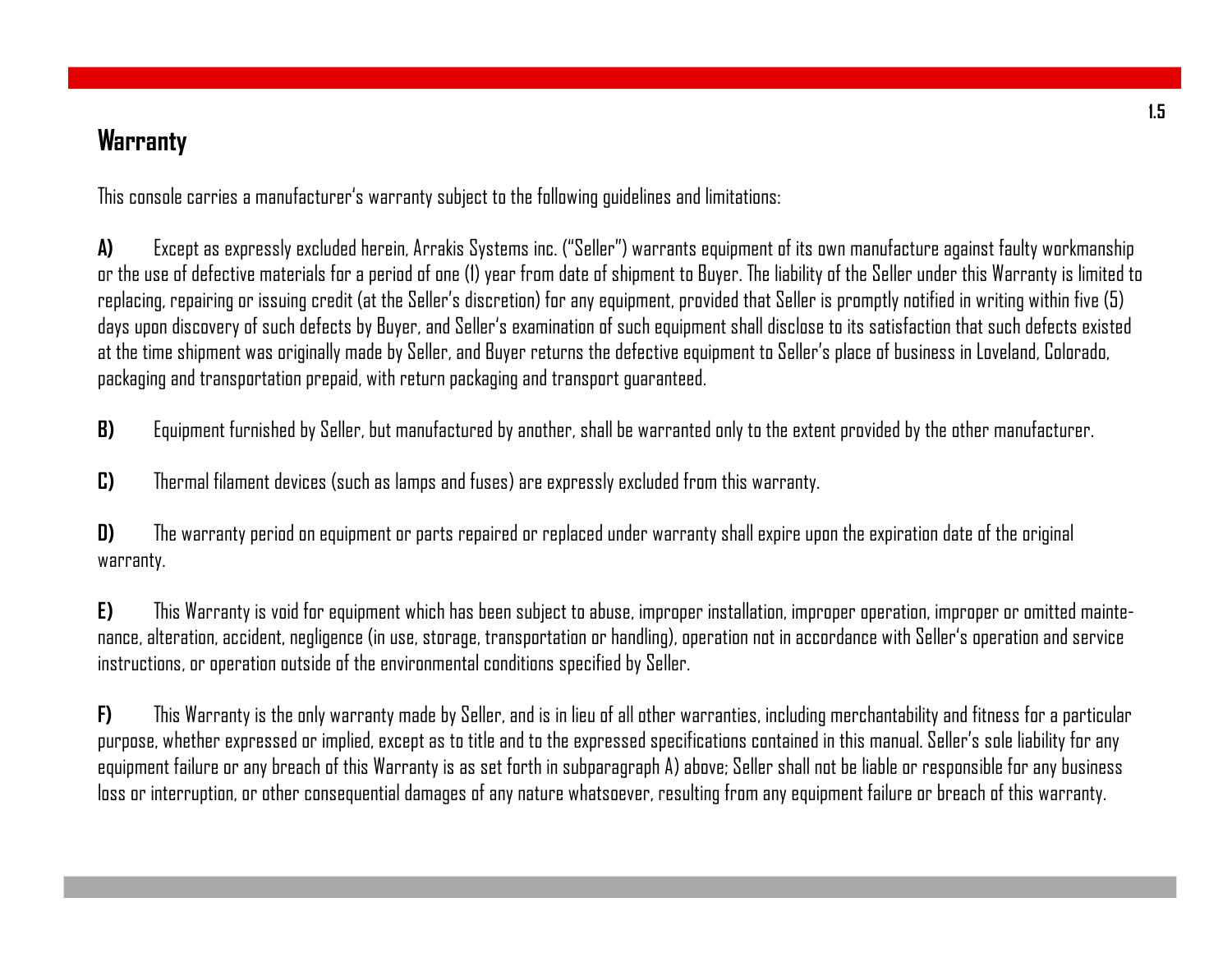## Warranty

This console carries a manufacturer's warranty subject to the following guidelines and limitations:

**A)** Except as expressly excluded herein, Arrakis Systems inc. ("Seller") warrants equipment of its own manufacture against faulty workmanship or the use of defective materials for a period of one (1) year from date of shipment to Buyer. The liability of the Seller under this Warranty is limited to replacing, repairing or issuing credit (at the Seller's discretion) for any equipment, provided that Seller is promptly notified in writing within five (5) days upon discovery of such defects by Buyer, and Seller's examination of such equipment shall disclose to its satisfaction that such defects existed at the time shipment was originally made by Seller, and Buyer returns the defective equipment to Seller's place of business in Loveland, Colorado, packaging and transportation prepaid, with return packaging and transport guaranteed.

**B)** Equipment furnished by Seller, but manufactured by another, shall be warranted only to the extent provided by the other manufacturer.

**C)** Thermal filament devices (such as lamps and fuses) are expressly excluded from this warranty.

**D)** The warranty period on equipment or parts repaired or replaced under warranty shall expire upon the expiration date of the original warranty.

**E)** This Warranty is void for equipment which has been subject to abuse, improper installation, improper operation, improper or omitted maintenance, alteration, accident, negligence (in use, storage, transportation or handling), operation not in accordance with Seller's operation and service instructions, or operation outside of the environmental conditions specified by Seller.

**F)** This Warranty is the only warranty made by Seller, and is in lieu of all other warranties, including merchantability and fitness for a particular purpose, whether expressed or implied, except as to title and to the expressed specifications contained in this manual. Seller's sole liability for any equipment failure or any breach of this Warranty is as set forth in subparagraph A) above; Seller shall not be liable or responsible for any business loss or interruption, or other consequential damages of any nature whatsoever, resulting from any equipment failure or breach of this warranty.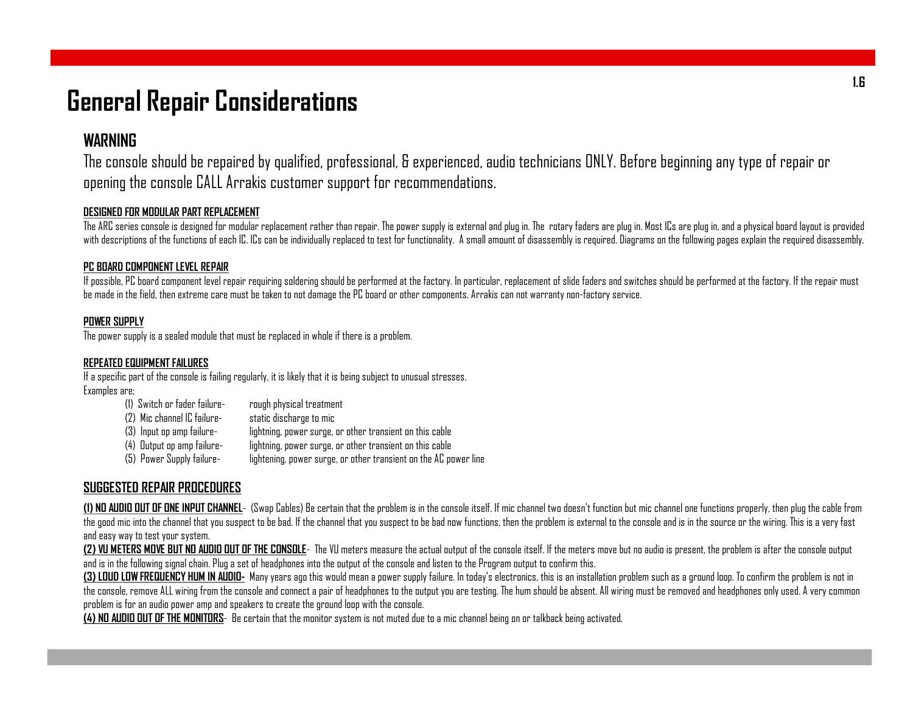# General Repair Considerations

## WARNING

The console should be repaired by qualified, professional, & experienced, audio technicians ONLY. Before beginning any type of repair or opening the console CALL Arrakis customer support for recommendations.

### DESIGNED FOR MODULAR PART REPLACEMENT

The ARC series console is designed for modular replacement rather than repair. The power supply is external and plug in. The rotary faders are plug in. Most ICs are plug in, and a physical board layout is provided with descriptions of the functions of each IC. ICs can be individually replaced to test for functionality. A small amount of disassembly is required. Diagrams on the following pages explain the required disassembly.

### PC BOARD COMPONENT LEVEL REPAIR

If possible, PC board component level repair requiring soldering should be performed at the factory. In particular, replacement of slide faders and switches should be performed at the factory. If the repair must be made in the field, then extreme care must be taken to not damage the PC board or other components. Arrakis can not warranty non-factory service.

### POWER SUPPLY

The power supply is a sealed module that must be replaced in whole if there is a problem.

### REPEATED EQUIPMENT FAILURES

If a specific part of the console is failing regularly, it is likely that it is being subject to unusual stresses.
Examples are;

| | |
|---|---|
| (1) Switch or fader failure- | rough physical treatment |
| (2) Mic channel IC failure- | static discharge to mic |
| (3) Input op amp failure- | lightning, power surge, or other transient on this cable |
| (4) Output op amp failure- | lightning, power surge, or other transient on this cable |
| (5) Power Supply failure- | lightening, power surge, or other transient on the AC power line |

## SUGGESTED REPAIR PROCEDURES

**(1) NO AUDIO OUT OF ONE INPUT CHANNEL**- (Swap Cables) Be certain that the problem is in the console itself. If mic channel two doesn't function but mic channel one functions properly, then plug the cable from the good mic into the channel that you suspect to be bad. If the channel that you suspect to be bad now functions, then the problem is external to the console and is in the source or the wiring. This is a very fast and easy way to test your system.

**(2) VU METERS MOVE BUT NO AUDIO OUT OF THE CONSOLE**- The VU meters measure the actual output of the console itself. If the meters move but no audio is present, the problem is after the console output and is in the following signal chain. Plug a set of headphones into the output of the console and listen to the Program output to confirm this.

**(3) LOUD LOW FREQUENCY HUM IN AUDIO-** Many years ago this would mean a power supply failure. In today's electronics, this is an installation problem such as a ground loop. To confirm the problem is not in the console, remove ALL wiring from the console and connect a pair of headphones to the output you are testing. The hum should be absent. All wiring must be removed and headphones only used. A very common problem is for an audio power amp and speakers to create the ground loop with the console.

**(4) NO AUDIO OUT OF THE MONITORS**- Be certain that the monitor system is not muted due to a mic channel being on or talkback being activated.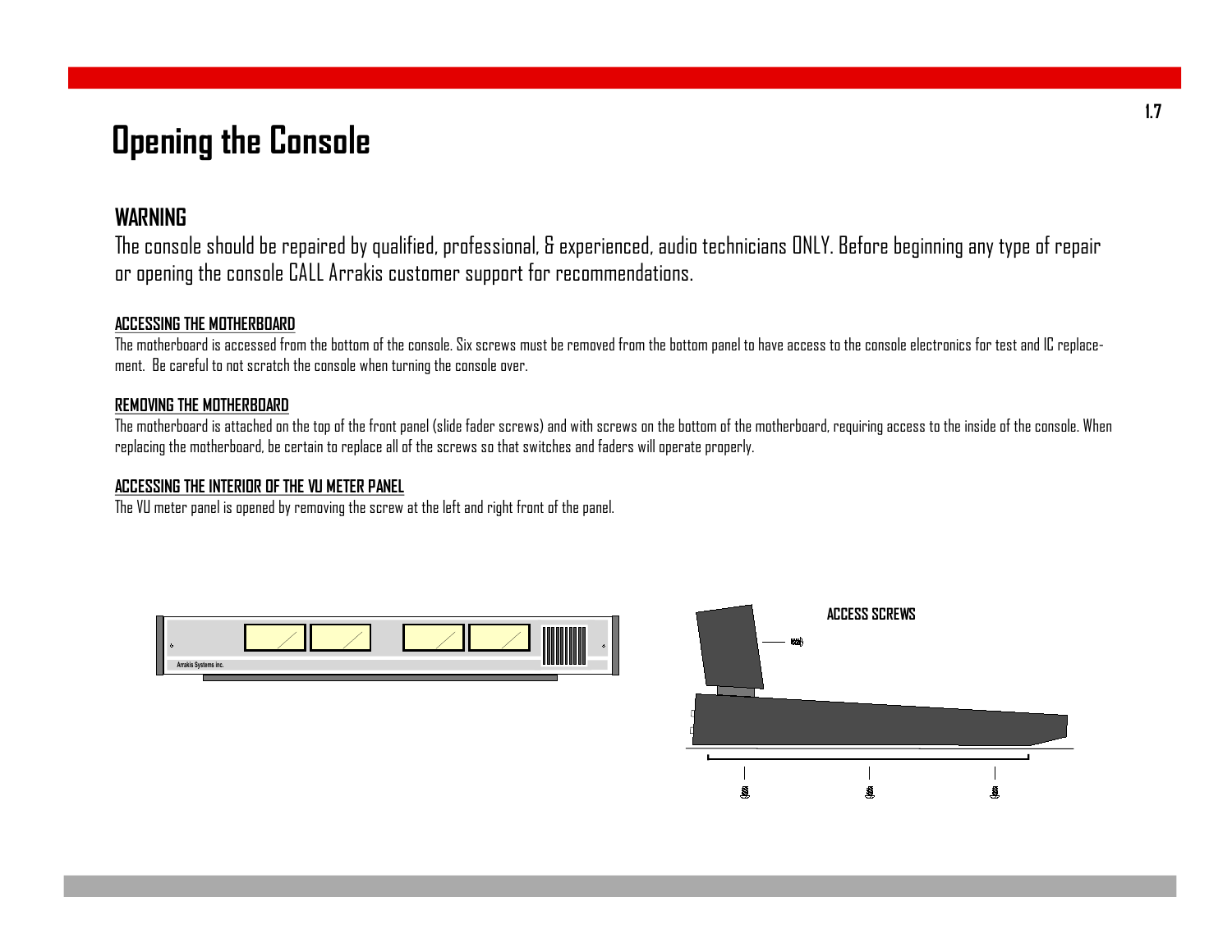# Opening the Console

## WARNING

The console should be repaired by qualified, professional, & experienced, audio technicians ONLY. Before beginning any type of repair or opening the console CALL Arrakis customer support for recommendations.

### ACCESSING THE MOTHERBOARD

The motherboard is accessed from the bottom of the console. Six screws must be removed from the bottom panel to have access to the console electronics for test and IC replacement. Be careful to not scratch the console when turning the console over.

### REMOVING THE MOTHERBOARD

The motherboard is attached on the top of the front panel (slide fader screws) and with screws on the bottom of the motherboard, requiring access to the inside of the console. When replacing the motherboard, be certain to replace all of the screws so that switches and faders will operate properly.

### ACCESSING THE INTERIOR OF THE VU METER PANEL

The VU meter panel is opened by removing the screw at the left and right front of the panel.

Arrakis Systems inc.

ACCESS SCREWS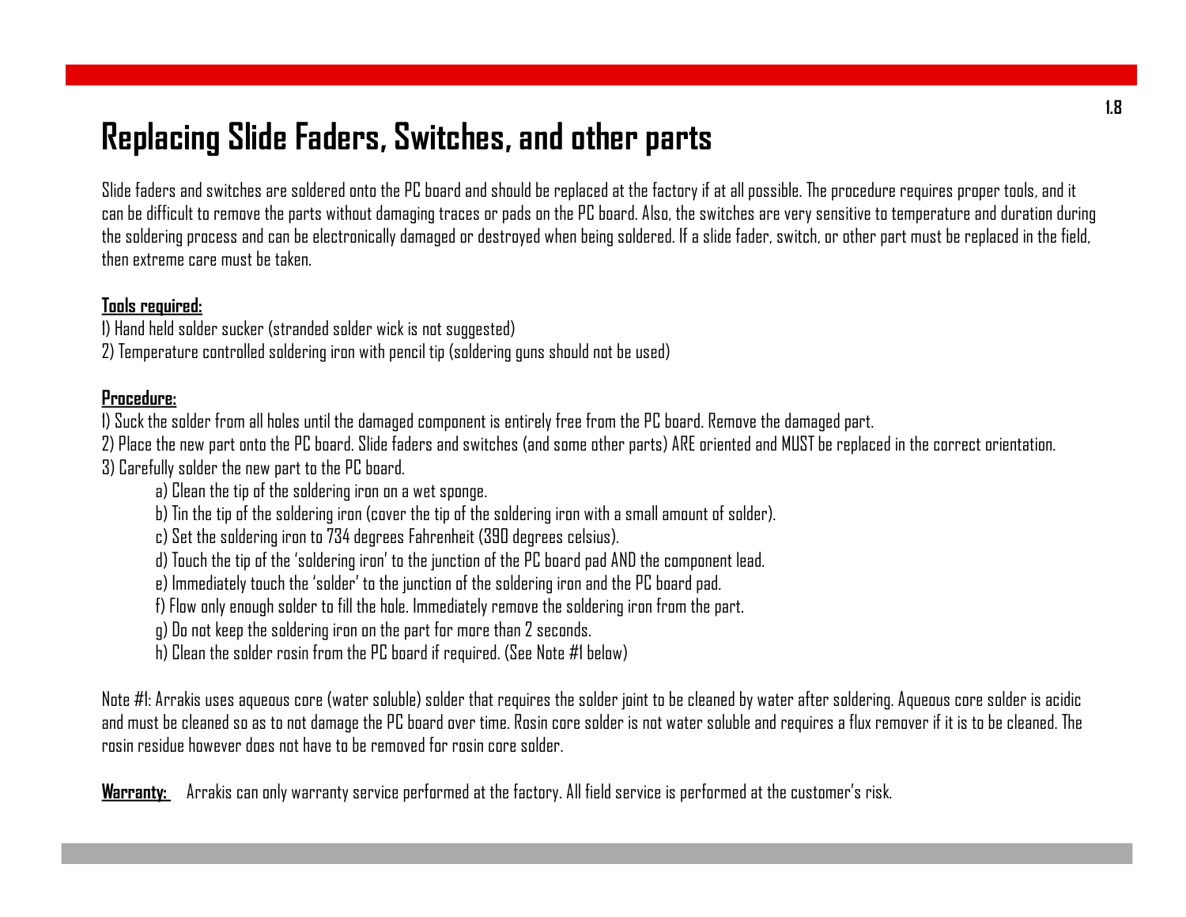# Replacing Slide Faders, Switches, and other parts

Slide faders and switches are soldered onto the PC board and should be replaced at the factory if at all possible. The procedure requires proper tools, and it can be difficult to remove the parts without damaging traces or pads on the PC board. Also, the switches are very sensitive to temperature and duration during the soldering process and can be electronically damaged or destroyed when being soldered. If a slide fader, switch, or other part must be replaced in the field, then extreme care must be taken.

**Tools required:**

1) Hand held solder sucker (stranded solder wick is not suggested)
2) Temperature controlled soldering iron with pencil tip (soldering guns should not be used)

**Procedure:**

1) Suck the solder from all holes until the damaged component is entirely free from the PC board. Remove the damaged part.
2) Place the new part onto the PC board. Slide faders and switches (and some other parts) ARE oriented and MUST be replaced in the correct orientation.
3) Carefully solder the new part to the PC board.
    a) Clean the tip of the soldering iron on a wet sponge.
    b) Tin the tip of the soldering iron (cover the tip of the soldering iron with a small amount of solder).
    c) Set the soldering iron to 734 degrees Fahrenheit (390 degrees celsius).
    d) Touch the tip of the 'soldering iron' to the junction of the PC board pad AND the component lead.
    e) Immediately touch the 'solder' to the junction of the soldering iron and the PC board pad.
    f) Flow only enough solder to fill the hole. Immediately remove the soldering iron from the part.
    g) Do not keep the soldering iron on the part for more than 2 seconds.
    h) Clean the solder rosin from the PC board if required. (See Note #1 below)

Note #1: Arrakis uses aqueous core (water soluble) solder that requires the solder joint to be cleaned by water after soldering. Aqueous core solder is acidic and must be cleaned so as to not damage the PC board over time. Rosin core solder is not water soluble and requires a flux remover if it is to be cleaned. The rosin residue however does not have to be removed for rosin core solder.

**Warranty:** Arrakis can only warranty service performed at the factory. All field service is performed at the customer's risk.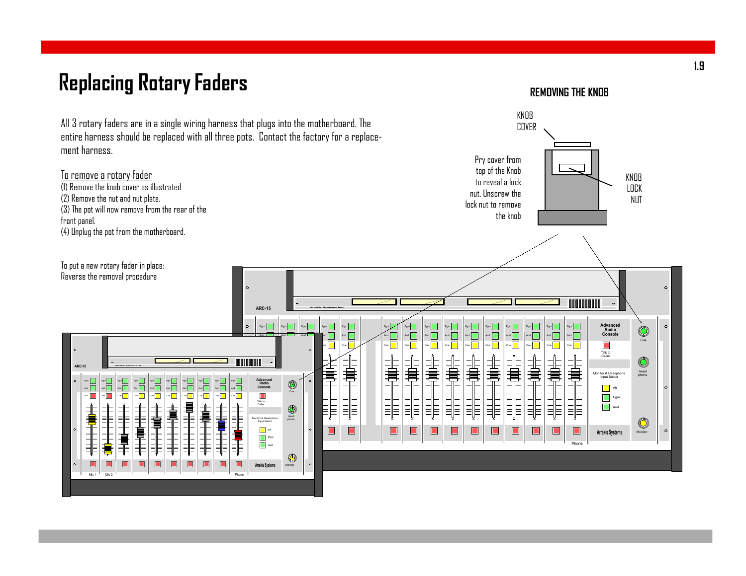# Replacing Rotary Faders

All 3 rotary faders are in a single wiring harness that plugs into the motherboard. The entire harness should be replaced with all three pots. Contact the factory for a replacement harness.

<u>To remove a rotary fader</u>

(1) Remove the knob cover as illustrated
(2) Remove the nut and nut plate.
(3) The pot will now remove from the rear of the front panel.
(4) Unplug the pot from the motherboard.

To put a new rotary fader in place:
Reverse the removal procedure

## REMOVING THE KNOB

KNOB COVER

Pry cover from top of the Knob to reveal a lock nut. Unscrew the lock nut to remove the knob

KNOB LOCK NUT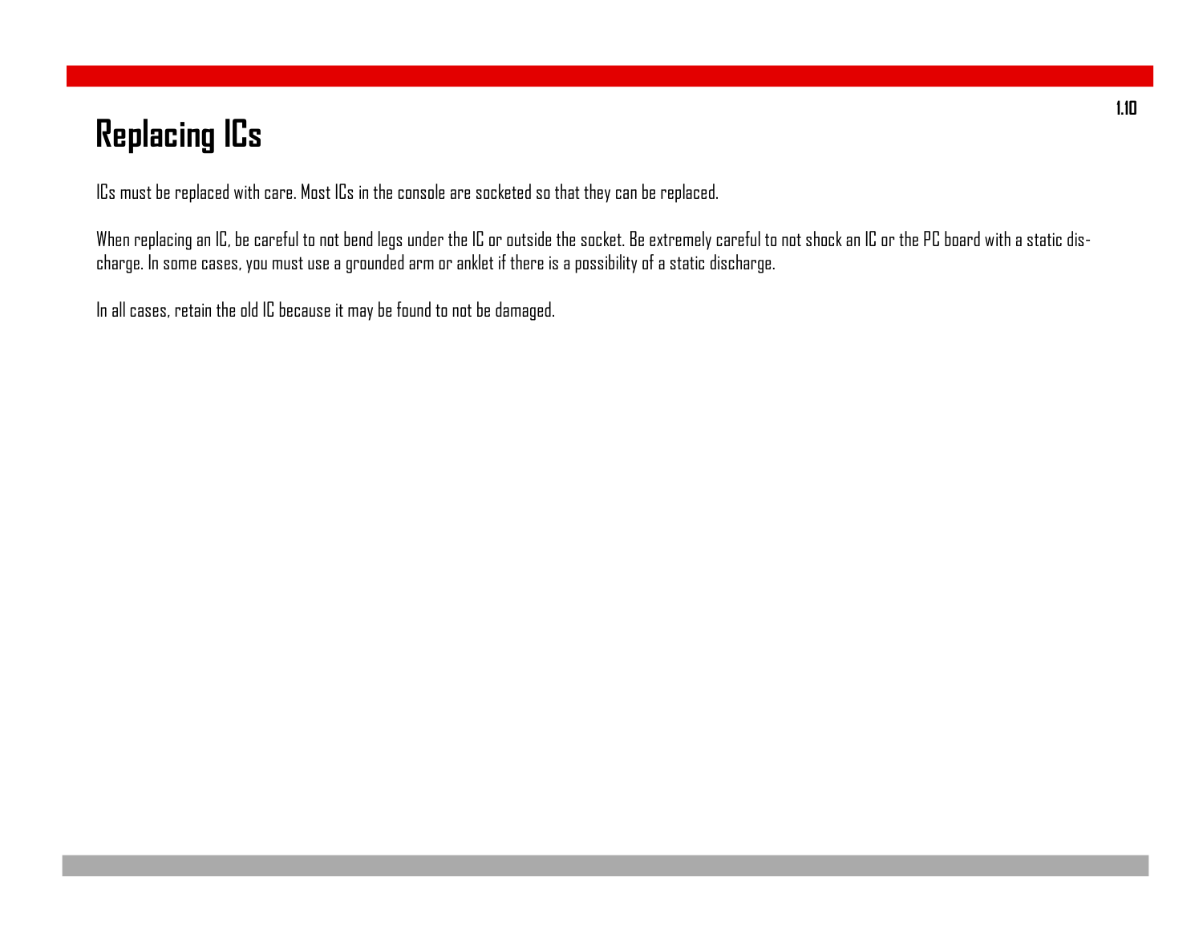# Replacing ICs

ICs must be replaced with care. Most ICs in the console are socketed so that they can be replaced.

When replacing an IC, be careful to not bend legs under the IC or outside the socket. Be extremely careful to not shock an IC or the PC board with a static discharge. In some cases, you must use a grounded arm or anklet if there is a possibility of a static discharge.

In all cases, retain the old IC because it may be found to not be damaged.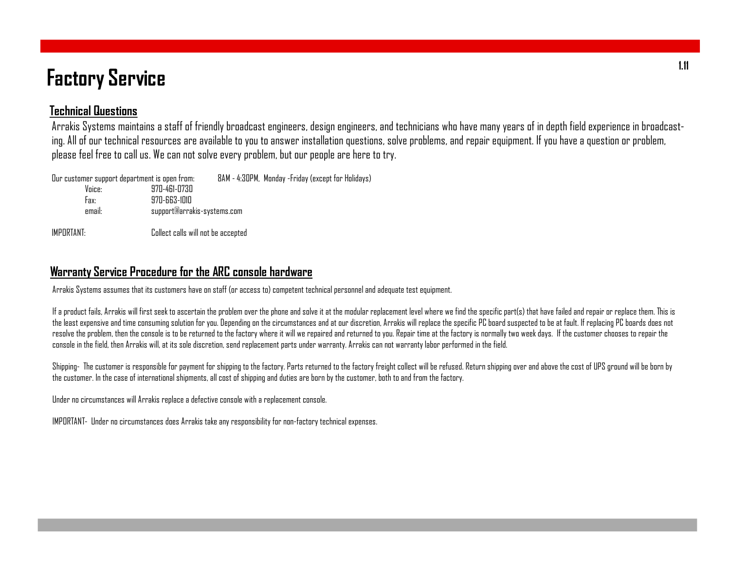# Factory Service

## Technical Questions

Arrakis Systems maintains a staff of friendly broadcast engineers, design engineers, and technicians who have many years of in depth field experience in broadcasting. All of our technical resources are available to you to answer installation questions, solve problems, and repair equipment. If you have a question or problem, please feel free to call us. We can not solve every problem, but our people are here to try.

Our customer support department is open from: 8AM - 4:30PM, Monday -Friday (except for Holidays)

Voice: 970-461-0730
Fax: 970-663-1010
email: support@arrakis-systems.com

IMPORTANT: Collect calls will not be accepted

## Warranty Service Procedure for the ARC console hardware

Arrakis Systems assumes that its customers have on staff (or access to) competent technical personnel and adequate test equipment.

If a product fails, Arrakis will first seek to ascertain the problem over the phone and solve it at the modular replacement level where we find the specific part(s) that have failed and repair or replace them. This is the least expensive and time consuming solution for you. Depending on the circumstances and at our discretion, Arrakis will replace the specific PC board suspected to be at fault. If replacing PC boards does not resolve the problem, then the console is to be returned to the factory where it will we repaired and returned to you. Repair time at the factory is normally two week days. If the customer chooses to repair the console in the field, then Arrakis will, at its sole discretion, send replacement parts under warranty. Arrakis can not warranty labor performed in the field.

Shipping- The customer is responsible for payment for shipping to the factory. Parts returned to the factory freight collect will be refused. Return shipping over and above the cost of UPS ground will be born by the customer. In the case of international shipments, all cost of shipping and duties are born by the customer, both to and from the factory.

Under no circumstances will Arrakis replace a defective console with a replacement console.

IMPORTANT- Under no circumstances does Arrakis take any responsibility for non-factory technical expenses.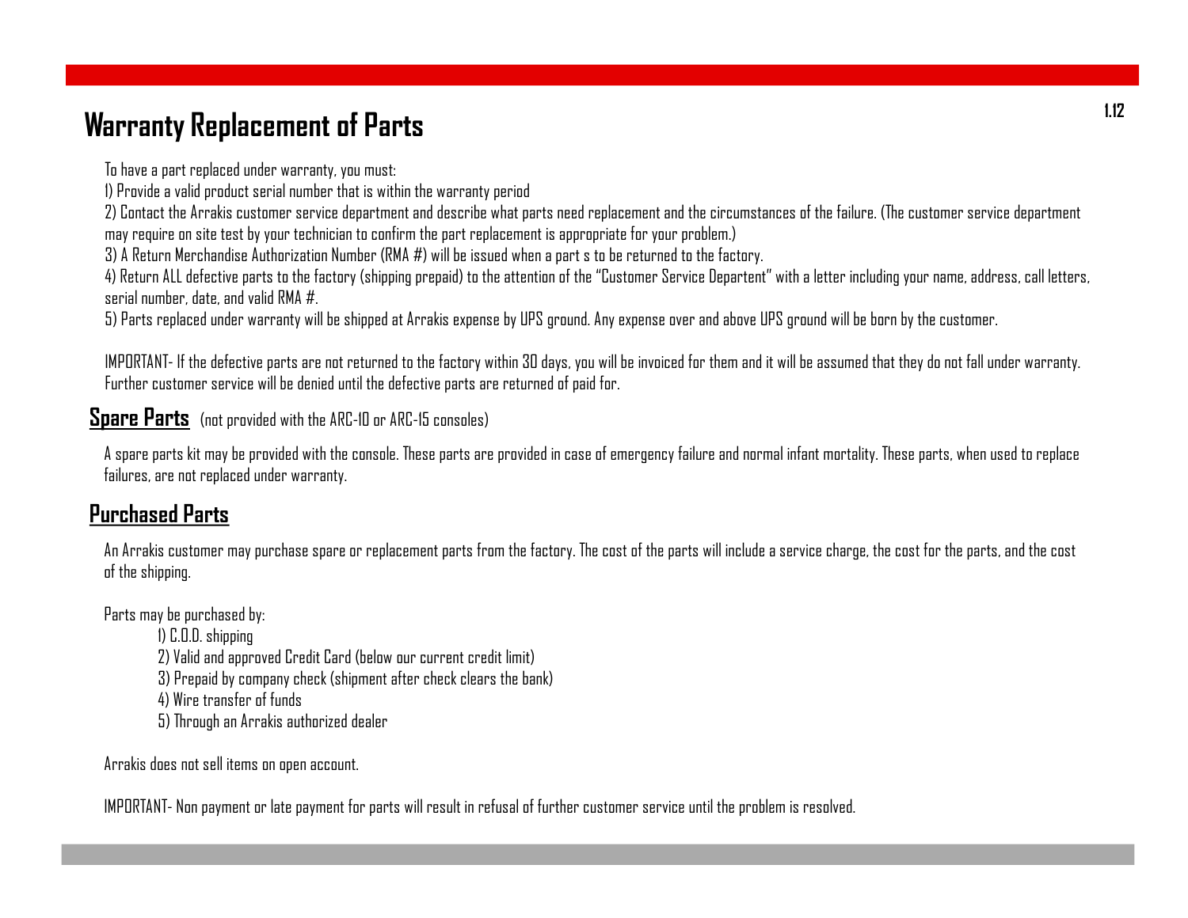# Warranty Replacement of Parts

To have a part replaced under warranty, you must:

1) Provide a valid product serial number that is within the warranty period

2) Contact the Arrakis customer service department and describe what parts need replacement and the circumstances of the failure. (The customer service department may require on site test by your technician to confirm the part replacement is appropriate for your problem.)

3) A Return Merchandise Authorization Number (RMA #) will be issued when a part s to be returned to the factory.

4) Return ALL defective parts to the factory (shipping prepaid) to the attention of the "Customer Service Departent" with a letter including your name, address, call letters, serial number, date, and valid RMA #.

5) Parts replaced under warranty will be shipped at Arrakis expense by UPS ground. Any expense over and above UPS ground will be born by the customer.

IMPORTANT- If the defective parts are not returned to the factory within 30 days, you will be invoiced for them and it will be assumed that they do not fall under warranty. Further customer service will be denied until the defective parts are returned of paid for.

## Spare Parts (not provided with the ARC-10 or ARC-15 consoles)

A spare parts kit may be provided with the console. These parts are provided in case of emergency failure and normal infant mortality. These parts, when used to replace failures, are not replaced under warranty.

## Purchased Parts

An Arrakis customer may purchase spare or replacement parts from the factory. The cost of the parts will include a service charge, the cost for the parts, and the cost of the shipping.

Parts may be purchased by:

1) C.O.D. shipping
2) Valid and approved Credit Card (below our current credit limit)
3) Prepaid by company check (shipment after check clears the bank)
4) Wire transfer of funds
5) Through an Arrakis authorized dealer

Arrakis does not sell items on open account.

IMPORTANT- Non payment or late payment for parts will result in refusal of further customer service until the problem is resolved.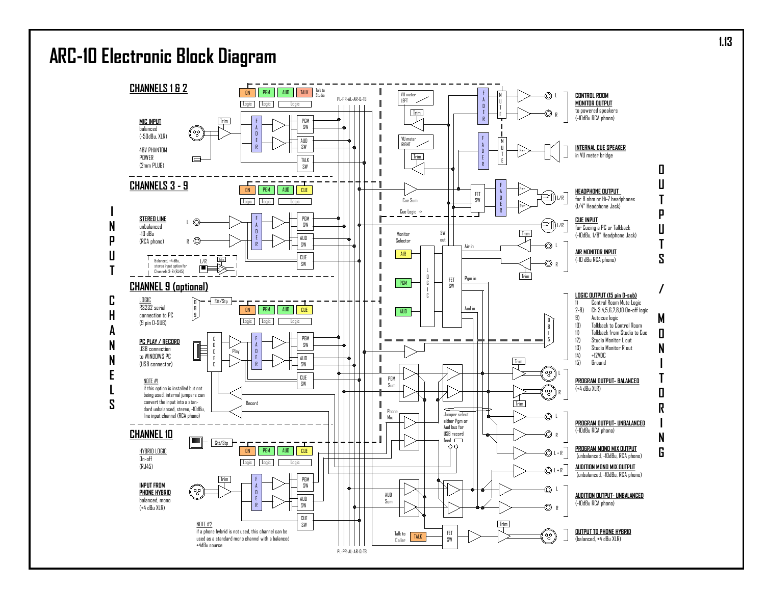# ARC-10 Electronic Block Diagram

## INPUT CHANNELS

### CHANNELS 1 & 2

ON | PGM | AUD | TALK — Talk to Studio

Logic | Logic | Logic

**MIC INPUT**
balanced
(-50dBu, XLR)

48V PHANTOM
POWER
(2mm PLUG)

Trim — FADER — PGM SW — AUD SW — TALK SW

### CHANNELS 3 - 9

ON | PGM | AUD | CUE

Logic | Logic | Logic

**STEREO LINE**
unbalanced
-10 dBu
(RCA phono)

L / R

Balanced, +4 dBu, stereo input option for Channels 3-8 (RJ45)

FADER — PGM SW — AUD SW — CUE SW

### CHANNEL 9 (optional)

**LOGIC**
RS232 serial
connection to PC
(9 pin D-SUB)

Stt/Stp

ON | PGM | AUD | CUE

Logic | Logic | Logic

**PC PLAY / RECORD**
USB connection
to WINDOWS PC
(USB connector)

CODEC — Play — Record

FADER — PGM SW — AUD SW — CUE SW

NOTE #1
if this option is installed but not being used, internal jumpers can convert the input into a standard unbalanced, stereo, -10dBu, line input channel (RCA phono)

### CHANNEL 10

**HYBRID LOGIC**
On-off
(RJ45)

Stt/Stp

ON | PGM | AUD | CUE

Logic | Logic | Logic

**INPUT FROM PHONE HYBRID**
balanced, mono
(+4 dBu XLR)

Trim — FADER — PGM SW — AUD SW — CUE SW

NOTE #2
if a phone hybrid is not used, this channel can be used as a standard mono channel with a balanced +4dBu source

PL-PR-AL-AR-Q-TB

## OUTPUTS / MONITORING

VU meter LEFT — Trim

VU meter RIGHT — Trim

Cue Sum — Cue Logic ->

FET SW

Monitor Selector: AIR | PGM | AUD — LOGIC — SW out — FET SW — Air in — Pgm in — Aud in

PGM Sum

Phone Mix

Jumper select either Pgm or Aud bus for USB record feed

AUD Sum

Talk to Caller — TALK — FET SW

**CONTROL ROOM MONITOR OUTPUT**
to powered speakers
(-10dBu RCA phono)

**INTERNAL CUE SPEAKER**
in VU meter bridge

**HEADPHONE OUTPUT**
for 8 ohm or Hi-Z headphones
(1/4" Headphone Jack)

**CUE INPUT**
for Cueing a PC or Talkback
(-10dBu, 1/8" Headphone Jack)

**AIR MONITOR INPUT**
(-10 dBu RCA phono)

**LOGIC OUTPUT (15 pin D-sub)**

1) Control Room Mute Logic
2-8) Ch 3,4,5,6,7,8,10 On-off logic
9) Autocue logic
10) Talkback to Control Room
11) Talkback from Studio to Cue
12) Studio Monitor L out
13) Studio Monitor R out
14) +12VDC
15) Ground

**PROGRAM OUTPUT- BALANCED**
(+4 dBu XLR)

**PROGRAM OUTPUT- UNBALANCED**
(-10dBu RCA phono)

**PROGRAM MONO MIX OUTPUT**
(unbalanced, -10dBu, RCA phono)

**AUDITION MONO MIX OUTPUT**
(unbalanced, -10dBu, RCA phono)

**AUDITION OUTPUT- UNBALANCED**
(-10dBu RCA phono)

**OUTPUT TO PHONE HYBRID**
(balanced, +4 dBu XLR)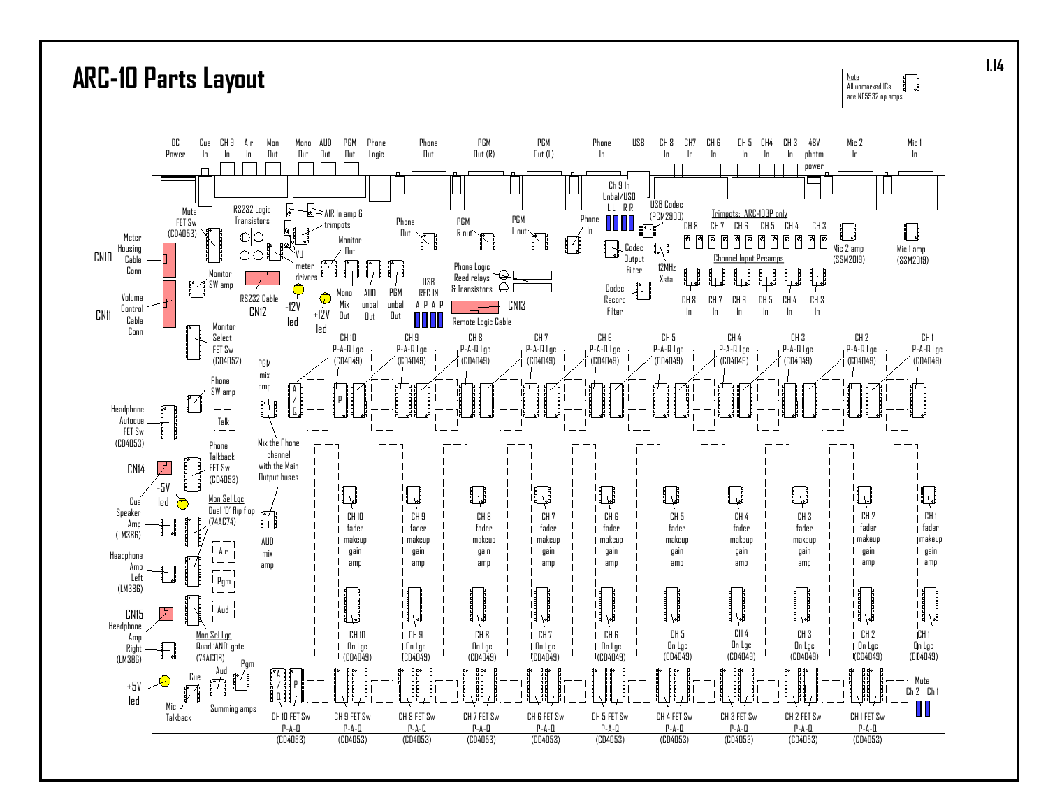# ARC-10 Parts Layout

Note
All unmarked ICs are NE5532 op amps

DC Power | Cue In | CH 9 In | Air In | Mon Out | Mono Out | AUD Out | PGM Out | Phone Logic | Phone Out | PGM Out (R) | PGM Out (L) | Phone In | USB | CH 8 In | CH7 In | CH 6 In | CH 5 In | CH4 In | CH 3 In | 48V phntm power | Mic 2 In | Mic 1 In

Meter Housing Cable Conn — CN10

Volume Control Cable Conn — CN11

Mute FET Sw (CD4053)

RS232 Logic Transistors

AIR In amp & trimpots

Monitor SW amp

VU meter drivers

Monitor Out

RS232 Cable — CN12

-12V led

+12V led

Mono Mix Out

AUD unbal Out

PGM unbal Out

Phone Out

PGM R out

PGM L out

Phone In

Ch 9 In Unbal/USB L L R R

USB Codec (PCM2900)

Codec Output Filter

12MHz Xstal

Codec Record Filter

USB REC IN A P A P

Phone Logic Reed relays & Transistors

Remote Logic Cable — CN13

Trimpots: ARC-10BP only

CH 8 | CH 7 | CH 6 | CH 5 | CH 4 | CH 3

Channel Input Preamps

CH 8 In | CH 7 In | CH 6 In | CH 5 In | CH 4 In | CH 3 In

Mic 2 amp (SSM2019)

Mic 1 amp (SSM2019)

Monitor Select FET Sw (CD4052)

PGM mix amp

Phone SW amp

Talk

Headphone Autocue FET Sw (CD4053)

Phone Talkback FET Sw (CD4053)

Mix the Phone channel with the Main Output buses

CN14

-5V led

Mon Sel Lgc Dual 'D' flip flop (74AC74)

Cue Speaker Amp (LM386)

AUD mix amp

Air

Pgm

Aud

Headphone Amp Left (LM386)

CN15

Headphone Amp Right (LM386)

Mon Sel Lgc Quad 'AND' gate (74AC08)

+5V led

Cue

Aud

Pgm

Mic Talkback

Summing amps

CH 10 P-A-Q Lgc (CD4049) | CH 9 P-A-Q Lgc (CD4049) | CH 8 P-A-Q Lgc (CD4049) | CH 7 P-A-Q Lgc (CD4049) | CH 6 P-A-Q Lgc (CD4049) | CH 5 P-A-Q Lgc (CD4049) | CH 4 P-A-Q Lgc (CD4049) | CH 3 P-A-Q Lgc (CD4049) | CH 2 P-A-Q Lgc (CD4049) | CH 1 P-A-Q Lgc (CD4049)

A/Q | P

CH 10 fader makeup gain amp | CH 9 fader makeup gain amp | CH 8 fader makeup gain amp | CH 7 fader makeup gain amp | CH 6 fader makeup gain amp | CH 5 fader makeup gain amp | CH 4 fader makeup gain amp | CH 3 fader makeup gain amp | CH 2 fader makeup gain amp | CH 1 fader makeup gain amp

CH 10 On Lgc (CD4049) | CH 9 On Lgc (CD4049) | CH 8 On Lgc (CD4049) | CH 7 On Lgc (CD4049) | CH 6 On Lgc (CD4049) | CH 5 On Lgc (CD4049) | CH 4 On Lgc (CD4049) | CH 3 On Lgc (CD4049) | CH 2 On Lgc (CD4049) | CH 1 On Lgc (CD4049)

CH 10 FET Sw P-A-Q (CD4053) | CH 9 FET Sw P-A-Q (CD4053) | CH 8 FET Sw P-A-Q (CD4053) | CH 7 FET Sw P-A-Q (CD4053) | CH 6 FET Sw P-A-Q (CD4053) | CH 5 FET Sw P-A-Q (CD4053) | CH 4 FET Sw P-A-Q (CD4053) | CH 3 FET Sw P-A-Q (CD4053) | CH 2 FET Sw P-A-Q (CD4053) | CH 1 FET Sw P-A-Q (CD4053)

Mute Ch 2 Ch 1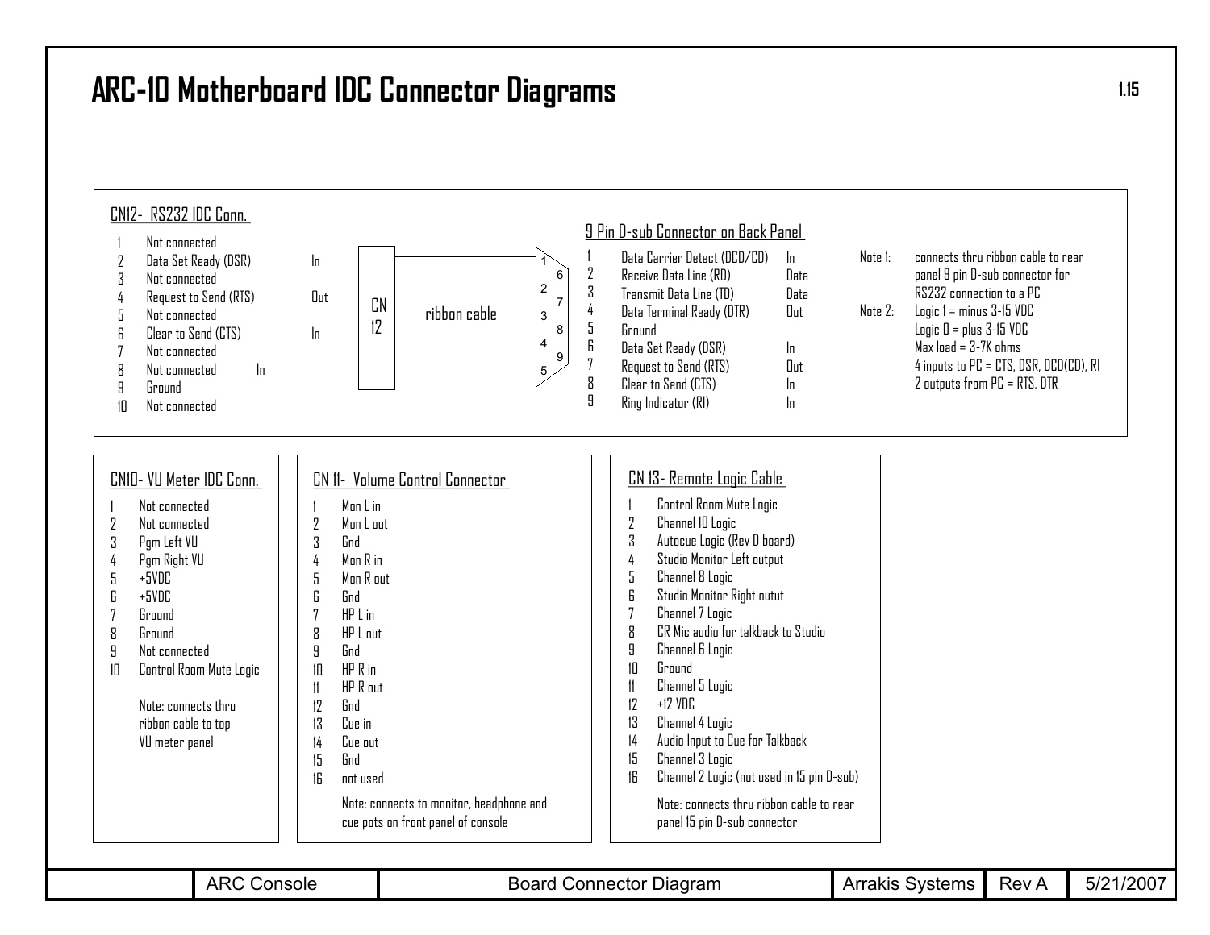# ARC-10 Motherboard IDC Connector Diagrams

## CN12- RS232 IDC Conn.

| Pin | Signal | Direction |
|---|---|---|
| 1 | Not connected | |
| 2 | Data Set Ready (DSR) | In |
| 3 | Not connected | |
| 4 | Request to Send (RTS) | Out |
| 5 | Not connected | |
| 6 | Clear to Send (CTS) | In |
| 7 | Not connected | |
| 8 | Not connected | In |
| 9 | Ground | |
| 10 | Not connected | |

CN 12 — ribbon cable — 9 pin D-sub (pins 1, 6, 2, 7, 3, 8, 4, 9, 5)

## 9 Pin D-sub Connector on Back Panel

| Pin | Signal | Direction |
|---|---|---|
| 1 | Data Carrier Detect (DCD/CD) | In |
| 2 | Receive Data Line (RD) | Data |
| 3 | Transmit Data Line (TD) | Data |
| 4 | Data Terminal Ready (DTR) | Out |
| 5 | Ground | |
| 6 | Data Set Ready (DSR) | In |
| 7 | Request to Send (RTS) | Out |
| 8 | Clear to Send (CTS) | In |
| 9 | Ring Indicator (RI) | In |

Note 1: connects thru ribbon cable to rear panel 9 pin D-sub connector for RS232 connection to a PC

Note 2: Logic 1 = minus 3-15 VDC
Logic 0 = plus 3-15 VDC
Max load = 3-7K ohms
4 inputs to PC = CTS, DSR, DCD(CD), RI
2 outputs from PC = RTS, DTR

## CN10- VU Meter IDC Conn.

1. Not connected
2. Not connected
3. Pgm Left VU
4. Pgm Right VU
5. +5VDC
6. +5VDC
7. Ground
8. Ground
9. Not connected
10. Control Room Mute Logic

Note: connects thru ribbon cable to top VU meter panel

## CN 11- Volume Control Connector

1. Mon L in
2. Mon L out
3. Gnd
4. Mon R in
5. Mon R out
6. Gnd
7. HP L in
8. HP L out
9. Gnd
10. HP R in
11. HP R out
12. Gnd
13. Cue in
14. Cue out
15. Gnd
16. not used

Note: connects to monitor, headphone and cue pots on front panel of console

## CN 13- Remote Logic Cable

1. Control Room Mute Logic
2. Channel 10 Logic
3. Autocue Logic (Rev D board)
4. Studio Monitor Left output
5. Channel 8 Logic
6. Studio Monitor Right outut
7. Channel 7 Logic
8. CR Mic audio for talkback to Studio
9. Channel 6 Logic
10. Ground
11. Channel 5 Logic
12. +12 VDC
13. Channel 4 Logic
14. Audio Input to Cue for Talkback
15. Channel 3 Logic
16. Channel 2 Logic (not used in 15 pin D-sub)

Note: connects thru ribbon cable to rear panel 15 pin D-sub connector

| ARC Console | Board Connector Diagram | Arrakis Systems | Rev A | 5/21/2007 |
|---|---|---|---|---|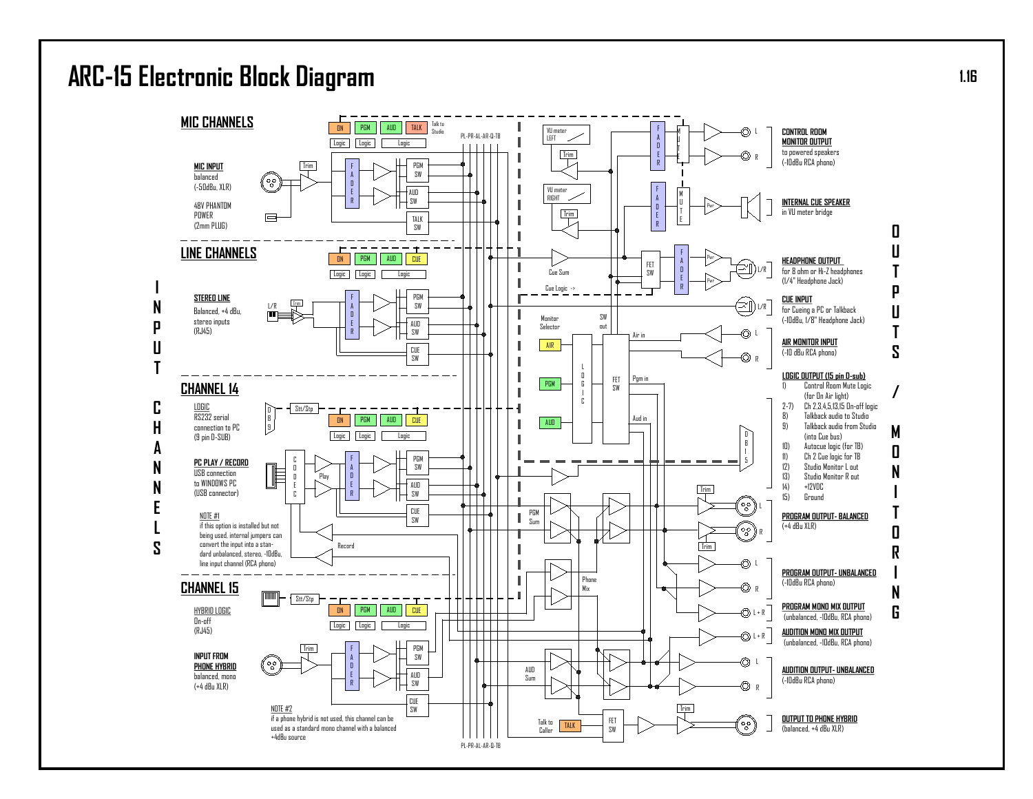# ARC-15 Electronic Block Diagram

## INPUT CHANNELS

### MIC CHANNELS

**MIC INPUT**
balanced
(-50dBu, XLR)

48V PHANTOM POWER
(2mm PLUG)

### LINE CHANNELS

**STEREO LINE**
Balanced, +4 dBu,
stereo inputs
(RJ45)

### CHANNEL 14

LOGIC
RS232 serial connection to PC
(9 pin D-SUB)

**PC PLAY / RECORD**
USB connection to WINDOWS PC
(USB connector)

NOTE #1
if this option is installed but not being used, internal jumpers can convert the input into a standard unbalanced, stereo, -10dBu, line input channel (RCA phono)

### CHANNEL 15

HYBRID LOGIC
On-off
(RJ45)

**INPUT FROM PHONE HYBRID**
balanced, mono
(+4 dBu XLR)

NOTE #2
if a phone hybrid is not used, this channel can be used as a standard mono channel with a balanced +4dBu source

## OUTPUTS / MONITORING

**CONTROL ROOM MONITOR OUTPUT**
to powered speakers
(-10dBu RCA phono)

**INTERNAL CUE SPEAKER**
in VU meter bridge

**HEADPHONE OUTPUT**
for 8 ohm or Hi-Z headphones
(1/4" Headphone Jack)

**CUE INPUT**
for Cueing a PC or Talkback
(-10dBu, 1/8" Headphone Jack)

**AIR MONITOR INPUT**
(-10 dBu RCA phono)

**LOGIC OUTPUT (15 pin D-sub)**

1) Control Room Mute Logic (for On Air light)
2-7) Ch 2,3,4,5,13,15 On-off logic
8) Talkback audio to Studio
9) Talkback audio from Studio (into Cue bus)
10) Autocue logic (for TB)
11) Ch 2 Cue logic for TB
12) Studio Monitor L out
13) Studio Monitor R out
14) +12VDC
15) Ground

**PROGRAM OUTPUT- BALANCED**
(+4 dBu XLR)

**PROGRAM OUTPUT- UNBALANCED**
(-10dBu RCA phono)

**PROGRAM MONO MIX OUTPUT**
(unbalanced, -10dBu, RCA phono)

**AUDITION MONO MIX OUTPUT**
(unbalanced, -10dBu, RCA phono)

**AUDITION OUTPUT- UNBALANCED**
(-10dBu RCA phono)

**OUTPUT TO PHONE HYBRID**
(balanced, +4 dBu XLR)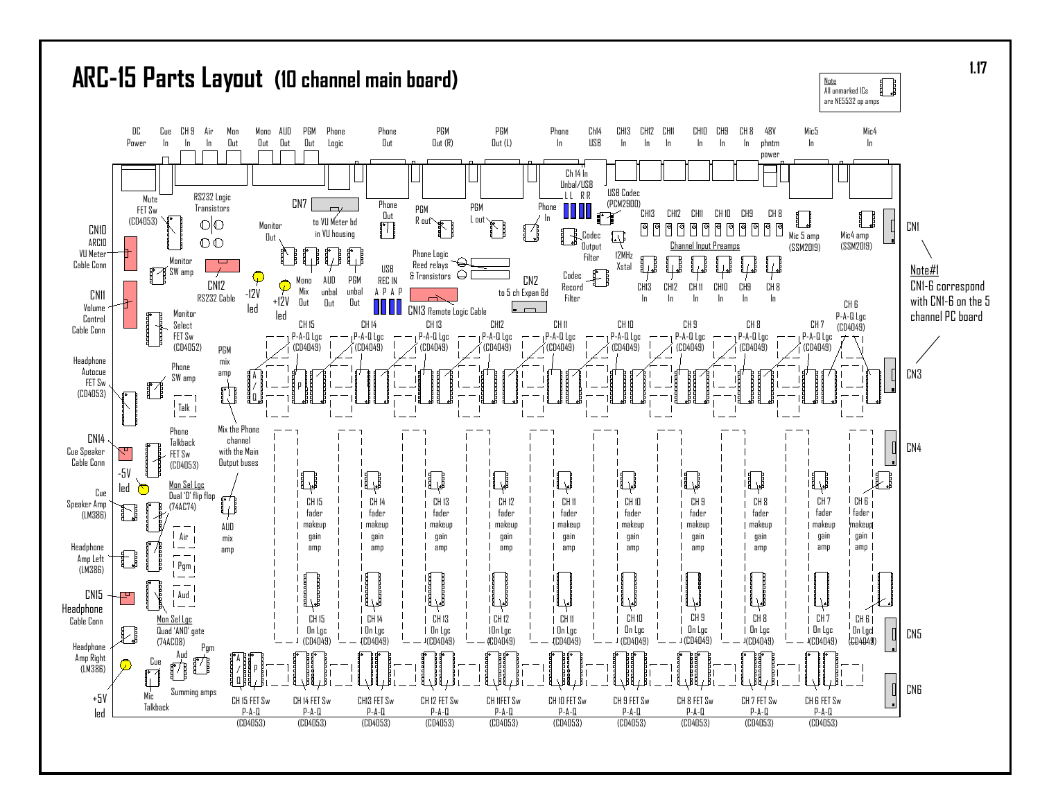# ARC-15 Parts Layout (10 channel main board)

Note
All unmarked ICs are NE5532 op amps

**Top edge connectors (left to right):**
DC Power, Cue In, CH 9 In, Air In, Mon Out, Mono Out, AUD Out, PGM Out, Phone Logic, Phone Out, PGM Out (R), PGM Out (L), Phone In, Ch14 USB, CH13 In, CH12 In, CH11 In, CH10 In, CH9 In, CH 8 In, 48V phntm power, Mic5 In, Mic4 In

**Board components:**

- Mute FET Sw (CD4053)
- RS232 Logic Transistors
- CN7 to VU Meter bd in VU housing
- Monitor Out
- Phone Out
- PGM R out
- PGM L out
- Phone In
- Ch 14 In Unbal/USB L L R R
- USB Codec (PCM2900)
- Codec Output Filter
- 12MHz Xstal
- Codec Record Filter
- CH13, CH12, CH11, CH 10, CH9, CH 8 — Channel Input Preamps
- Mic 5 amp (SSM2019)
- Mic4 amp (SSM2019)
- CH13 In, CH12 In, CH 11 In, CH10 In, CH9 In, CH 8 In
- CN10 ARC10 VU Meter Cable Conn
- Monitor SW amp
- CN12 RS232 Cable
- -12V led
- +12V led
- Mono Mix Out
- AUD unbal Out
- PGM unbal Out
- USB REC IN A P A P
- Phone Logic Reed relays & Transistors
- CN13 Remote Logic Cable
- CN2 to 5 ch Expan Bd
- CN11 Volume Control Cable Conn
- Monitor Select FET Sw (CD4052)
- Headphone Autocue FET Sw (CD4053)
- Phone SW amp
- Talk
- PGM mix amp
- CH 15 … CH 7 P-A-Q Lgc (CD4049); CH 6 P-A-Q Lgc (CD4049)
- A/Q, P
- Mix the Phone channel with the Main Output buses
- CN14 Cue Speaker Cable Conn
- Phone Talkback FET Sw (CD4053)
- -5V led
- Mon Sel Lgc Dual 'D' flip flop (74AC74)
- AUD mix amp
- Cue Speaker Amp (LM386)
- Air, Pgm, Aud
- Headphone Amp Left (LM386)
- CN15 Headphone Cable Conn
- Mon Sel Lgc Quad 'AND' gate (74AC08)
- Headphone Amp Right (LM386)
- Cue, Aud, Pgm — Summing amps
- Mic Talkback
- +5V led
- CH 15 … CH 6 fader makeup gain amp
- CH 15 … CH 6 On Lgc (CD4049)
- CH 15 FET Sw P-A-Q (CD4053), CH 14 FET Sw P-A-Q (CD4053), CH13 FET Sw P-A-Q (CD4053), CH 12 FET Sw P-A-Q (CD4053), CH 11FET Sw P-A-Q (CD4053), CH 10 FET Sw P-A-Q (CD4053), CH 9 FET Sw P-A-Q (CD4053), CH 8 FET Sw P-A-Q (CD4053), CH 7 FET Sw P-A-Q (CD4053), CH 6 FET Sw P-A-Q (CD4053)

**Right edge connectors:** CN1, CN3, CN4, CN5, CN6

**Note#1**
CN1-6 correspond with CN1-6 on the 5 channel PC board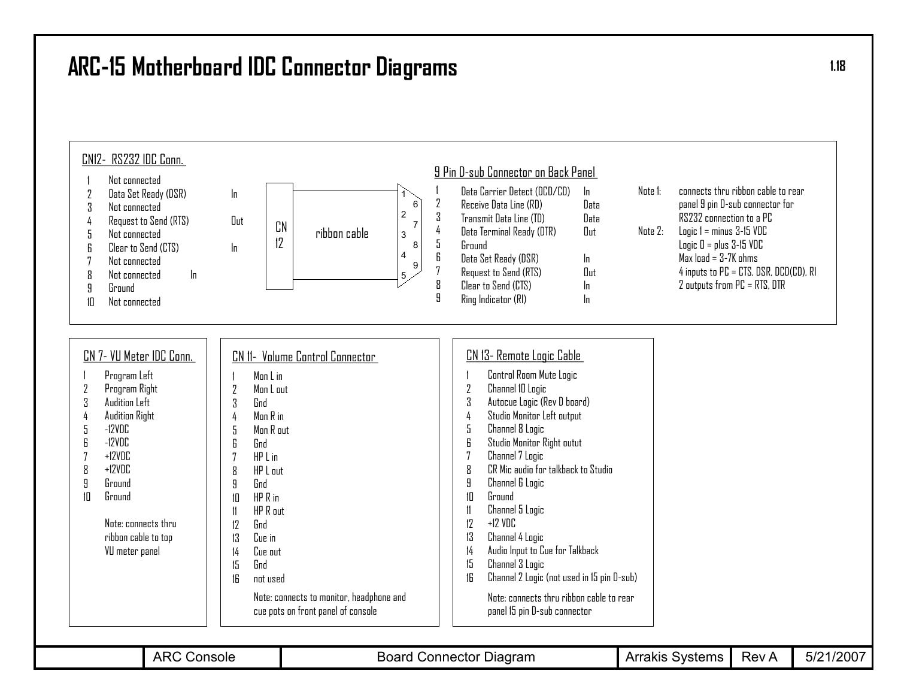# ARC-15 Motherboard IDC Connector Diagrams

## CN12- RS232 IDC Conn.

| Pin | Signal | Direction |
|---|---|---|
| 1 | Not connected | |
| 2 | Data Set Ready (DSR) | In |
| 3 | Not connected | |
| 4 | Request to Send (RTS) | Out |
| 5 | Not connected | |
| 6 | Clear to Send (CTS) | In |
| 7 | Not connected | |
| 8 | Not connected | In |
| 9 | Ground | |
| 10 | Not connected | |

CN 12 — ribbon cable — 9 pin D-sub (pins 1–9)

## 9 Pin D-sub Connector on Back Panel

| Pin | Signal | Direction |
|---|---|---|
| 1 | Data Carrier Detect (DCD/CD) | In |
| 2 | Receive Data Line (RD) | Data |
| 3 | Transmit Data Line (TD) | Data |
| 4 | Data Terminal Ready (DTR) | Out |
| 5 | Ground | |
| 6 | Data Set Ready (DSR) | In |
| 7 | Request to Send (RTS) | Out |
| 8 | Clear to Send (CTS) | In |
| 9 | Ring Indicator (RI) | In |

Note 1: connects thru ribbon cable to rear panel 9 pin D-sub connector for RS232 connection to a PC

Note 2: Logic 1 = minus 3-15 VDC
Logic 0 = plus 3-15 VDC
Max load = 3-7K ohms
4 inputs to PC = CTS, DSR, DCD(CD), RI
2 outputs from PC = RTS, DTR

## CN 7- VU Meter IDC Conn.

1. Program Left
2. Program Right
3. Audition Left
4. Audition Right
5. -12VDC
6. -12VDC
7. +12VDC
8. +12VDC
9. Ground
10. Ground

Note: connects thru ribbon cable to top VU meter panel

## CN 11- Volume Control Connector

1. Mon L in
2. Mon L out
3. Gnd
4. Mon R in
5. Mon R out
6. Gnd
7. HP L in
8. HP L out
9. Gnd
10. HP R in
11. HP R out
12. Gnd
13. Cue in
14. Cue out
15. Gnd
16. not used

Note: connects to monitor, headphone and cue pots on front panel of console

## CN 13- Remote Logic Cable

1. Control Room Mute Logic
2. Channel 10 Logic
3. Autocue Logic (Rev D board)
4. Studio Monitor Left output
5. Channel 8 Logic
6. Studio Monitor Right outut
7. Channel 7 Logic
8. CR Mic audio for talkback to Studio
9. Channel 6 Logic
10. Ground
11. Channel 5 Logic
12. +12 VDC
13. Channel 4 Logic
14. Audio Input to Cue for Talkback
15. Channel 3 Logic
16. Channel 2 Logic (not used in 15 pin D-sub)

Note: connects thru ribbon cable to rear panel 15 pin D-sub connector

| | ARC Console | Board Connector Diagram | Arrakis Systems | Rev A | 5/21/2007 |
|---|---|---|---|---|---|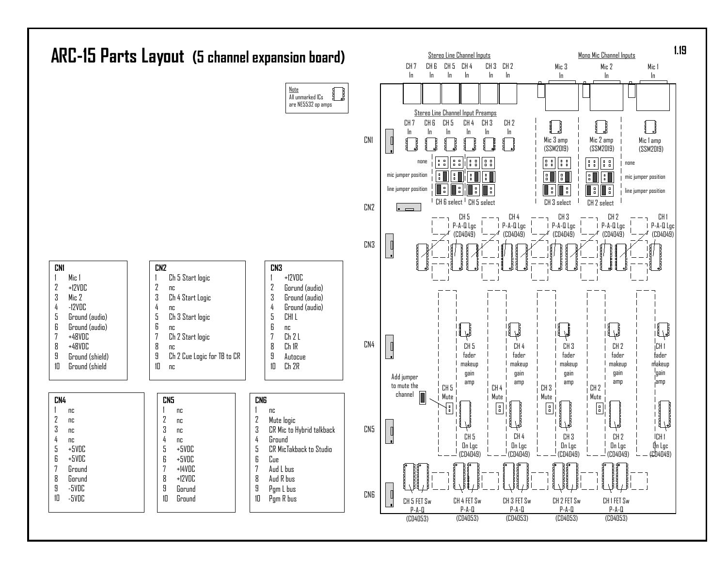# ARC-15 Parts Layout (5 channel expansion board)

Note
All unmarked ICs are NE5532 op amps

**CN1**

| | |
|---|---|
| 1 | Mic 1 |
| 2 | +12VDC |
| 3 | Mic 2 |
| 4 | -12VDC |
| 5 | Ground (audio) |
| 6 | Ground (audio) |
| 7 | +48VDC |
| 8 | +48VDC |
| 9 | Ground (shield) |
| 10 | Ground (shield |

**CN2**

| | |
|---|---|
| 1 | Ch 5 Start logic |
| 2 | nc |
| 3 | Ch 4 Start Logic |
| 4 | nc |
| 5 | Ch 3 Start logic |
| 6 | nc |
| 7 | Ch 2 Start logic |
| 8 | nc |
| 9 | Ch 2 Cue Logic for TB to CR |
| 10 | nc |

**CN3**

| | |
|---|---|
| 1 | +12VDC |
| 2 | Gorund (audio) |
| 3 | Ground (audio) |
| 4 | Ground (audio) |
| 5 | CH1 L |
| 6 | nc |
| 7 | Ch 2 L |
| 8 | Ch 1R |
| 9 | Autocue |
| 10 | Ch 2R |

**CN4**

| | |
|---|---|
| 1 | nc |
| 2 | nc |
| 3 | nc |
| 4 | nc |
| 5 | +5VDC |
| 6 | +5VDC |
| 7 | Ground |
| 8 | Gorund |
| 9 | -5VDC |
| 10 | -5VDC |

**CN5**

| | |
|---|---|
| 1 | nc |
| 2 | nc |
| 3 | nc |
| 4 | nc |
| 5 | +5VDC |
| 6 | +5VDC |
| 7 | +14VDC |
| 8 | +12VDC |
| 9 | Gorund |
| 10 | Ground |

**CN6**

| | |
|---|---|
| 1 | nc |
| 2 | Mute logic |
| 3 | CR Mic to Hybrid talkback |
| 4 | Ground |
| 5 | CR MicTakback to Studio |
| 6 | Cue |
| 7 | Aud L bus |
| 8 | Aud R bus |
| 9 | Pgm L bus |
| 10 | Pgm R bus |

Stereo Line Channel Inputs: CH 7 In, CH 6 In, CH 5 In, CH 4 In, CH 3 In, CH 2 In

Mono Mic Channel Inputs: Mic 3 In, Mic 2 In, Mic 1 In

Stereo Line Channel Input Preamps: CH 7 In, CH 6 In, CH 5 In, CH 4 In, CH 3 In, CH 2 In

Mic 3 amp (SSM2019), Mic 2 amp (SSM2019), Mic 1 amp (SSM2019)

none / mic jumper position / line jumper position

CH 6 select, CH 5 select, CH 3 select, CH 2 select

CH 5 P-A-Q Lgc (CD4049), CH 4 P-A-Q Lgc (CD4049), CH 3 P-A-Q Lgc (CD4049), CH 2 P-A-Q Lgc (CD4049), CH 1 P-A-Q Lgc (CD4049)

CH 5 fader makeup gain amp, CH 4 fader makeup gain amp, CH 3 fader makeup gain amp, CH 2 fader makeup gain amp, CH 1 fader makeup gain amp

Add jumper to mute the channel

CH 5 Mute, CH 4 Mute, CH 3 Mute, CH 2 Mute

CH 5 On Lgc (CD4049), CH 4 On Lgc (CD4049), CH 3 On Lgc (CD4049), CH 2 On Lgc (CD4049), CH 1 On Lgc (CD4049)

CH 5 FET Sw P-A-Q (CD4053), CH 4 FET Sw P-A-Q (CD4053), CH 3 FET Sw P-A-Q (CD4053), CH 2 FET Sw P-A-Q (CD4053), CH 1 FET Sw P-A-Q (CD4053)

CN1, CN2, CN3, CN4, CN5, CN6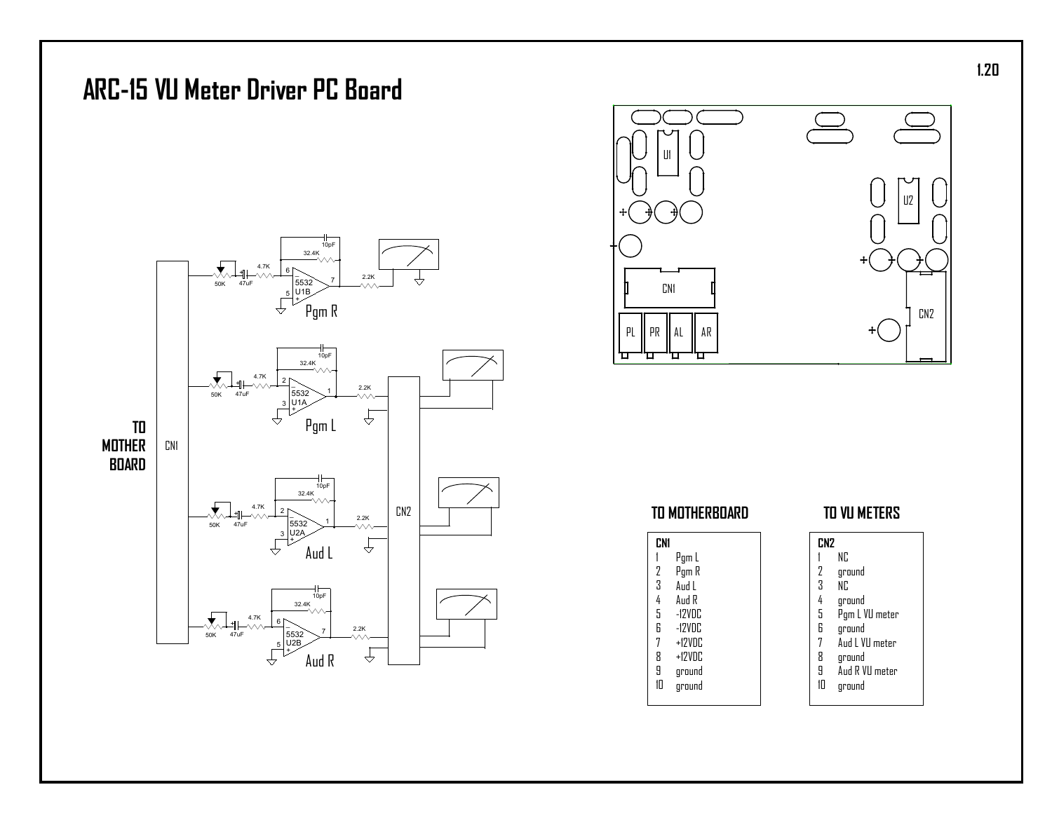# ARC-15 VU Meter Driver PC Board

1.20

## TO MOTHERBOARD

| CN1 | |
|---|---|
| 1 | Pgm L |
| 2 | Pgm R |
| 3 | Aud L |
| 4 | Aud R |
| 5 | -12VDC |
| 6 | -12VDC |
| 7 | +12VDC |
| 8 | +12VDC |
| 9 | ground |
| 10 | ground |

## TO VU METERS

| CN2 | |
|---|---|
| 1 | NC |
| 2 | ground |
| 3 | NC |
| 4 | ground |
| 5 | Pgm L VU meter |
| 6 | ground |
| 7 | Aud L VU meter |
| 8 | ground |
| 9 | Aud R VU meter |
| 10 | ground |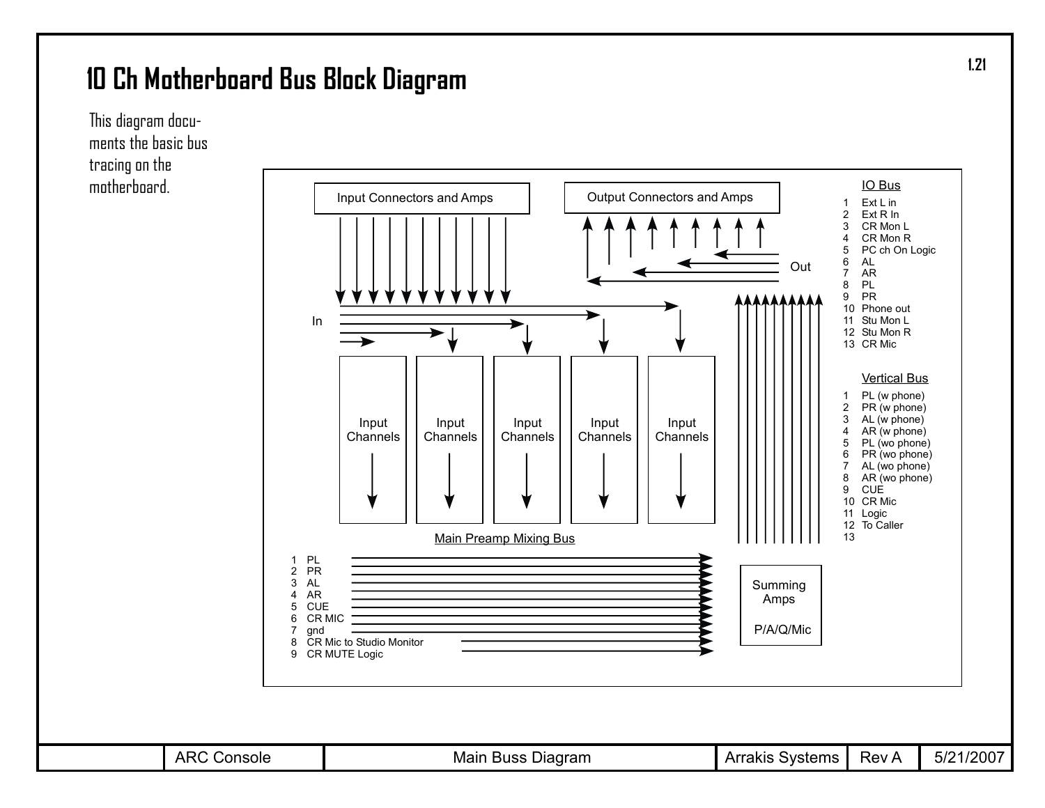# 10 Ch Motherboard Bus Block Diagram

This diagram documents the basic bus tracing on the motherboard.

Input Connectors and Amps

Output Connectors and Amps

In

Out

Input Channels

Input Channels

Input Channels

Input Channels

Input Channels

Summing Amps

P/A/Q/Mic

**IO Bus**

1. Ext L in
2. Ext R In
3. CR Mon L
4. CR Mon R
5. PC ch On Logic
6. AL
7. AR
8. PL
9. PR
10. Phone out
11. Stu Mon L
12. Stu Mon R
13. CR Mic

**Vertical Bus**

1. PL (w phone)
2. PR (w phone)
3. AL (w phone)
4. AR (w phone)
5. PL (wo phone)
6. PR (wo phone)
7. AL (wo phone)
8. AR (wo phone)
9. CUE
10. CR Mic
11. Logic
12. To Caller
13. 

**Main Preamp Mixing Bus**

1. PL
2. PR
3. AL
4. AR
5. CUE
6. CR MIC
7. gnd
8. CR Mic to Studio Monitor
9. CR MUTE Logic

| | ARC Console | Main Buss Diagram | Arrakis Systems | Rev A | 5/21/2007 |
|---|---|---|---|---|---|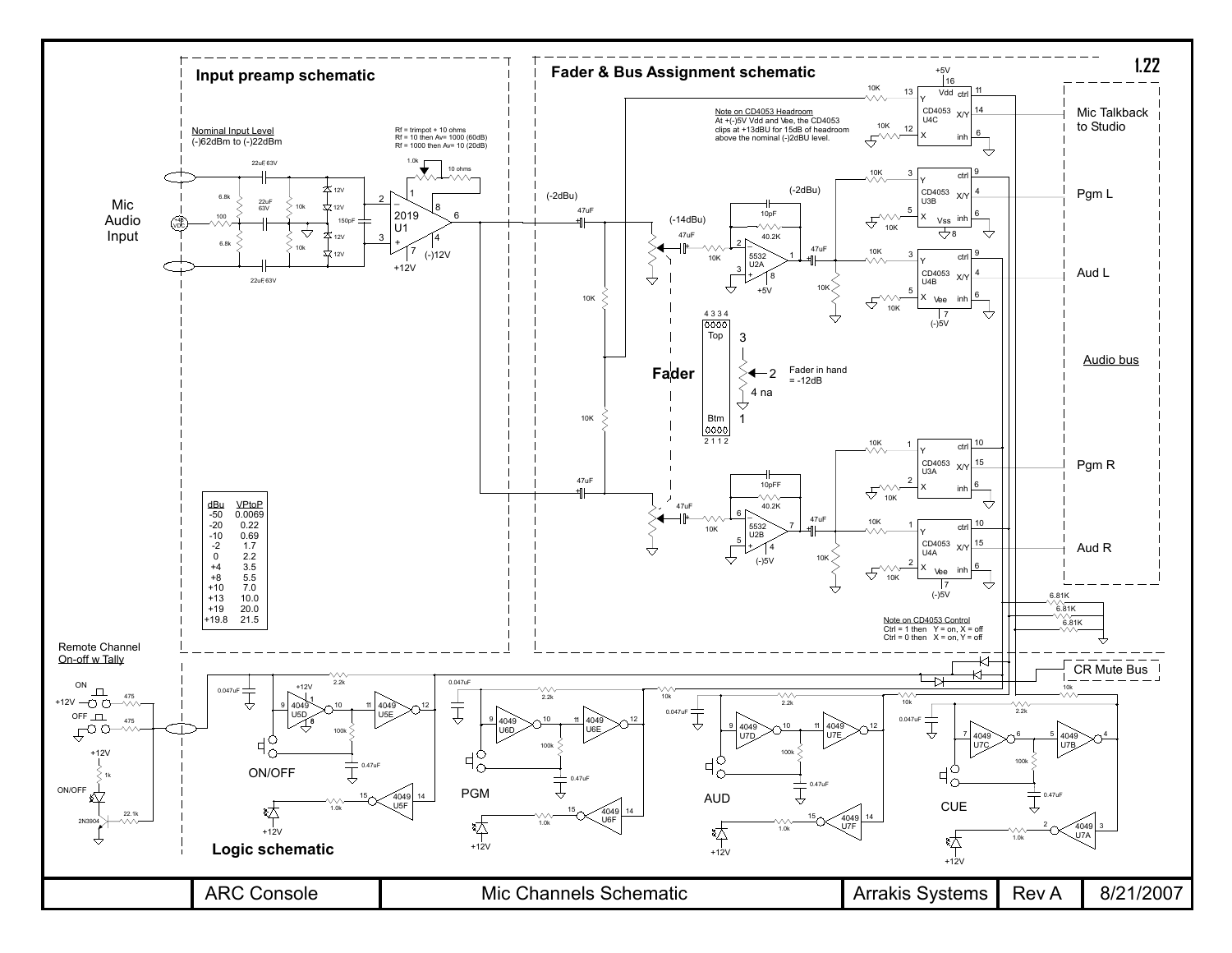## Input preamp schematic

Mic Audio Input

Nominal Input Level
(-)62dBm to (-)22dBm

Rf = trimpot + 10 ohms
Rf = 10 then Av= 1000 (60dB)
Rf = 1000 then Av= 10 (20dB)

| dBu | VPtoP |
|---|---|
| -50 | 0.0069 |
| -20 | 0.22 |
| -10 | 0.69 |
| -2 | 1.7 |
| 0 | 2.2 |
| +4 | 3.5 |
| +8 | 5.5 |
| +10 | 7.0 |
| +13 | 10.0 |
| +19 | 20.0 |
| +19.8 | 21.5 |

## Fader & Bus Assignment schematic

Note on CD4053 Headroom
At +(-)5V Vdd and Vee, the CD4053 clips at +13dBU for 15dB of headroom above the nominal (-)2dBU level.

Fader

Fader in hand = -12dB

Mic Talkback to Studio

Pgm L

Aud L

Audio bus

Pgm R

Aud R

Note on CD4053 Control
Ctrl = 1 then Y = on, X = off
Ctrl = 0 then X = on, Y = off

CR Mute Bus

## Logic schematic

Remote Channel On-off w Tally

ON/OFF

PGM

AUD

CUE

| ARC Console | Mic Channels Schematic | Arrakis Systems | Rev A | 8/21/2007 |
|---|---|---|---|---|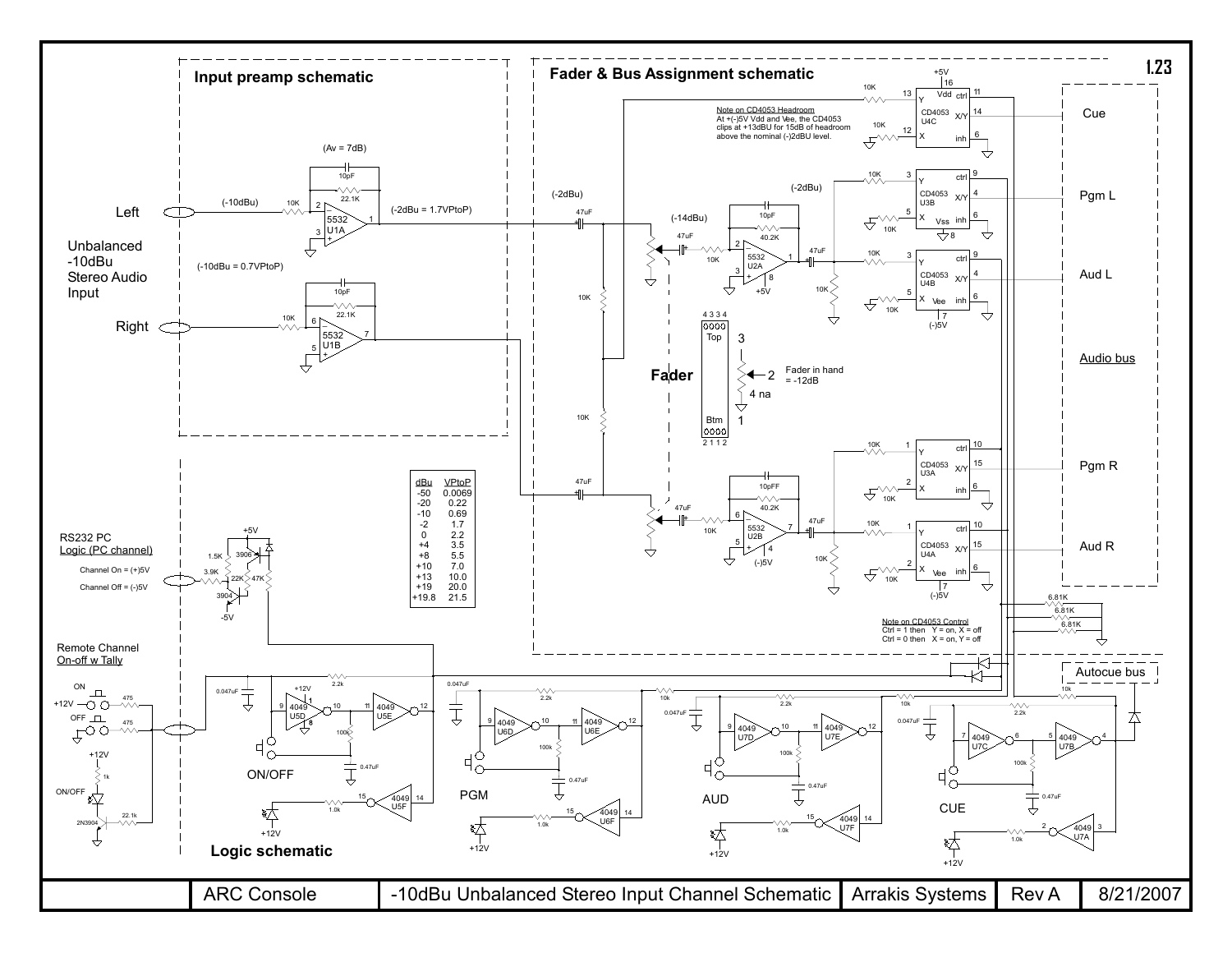## Input preamp schematic

(Av = 7dB)

Left

Right

Unbalanced -10dBu Stereo Audio Input

(-10dBu)

(-2dBu = 1.7VPtoP)

(-10dBu = 0.7VPtoP)

## Fader & Bus Assignment schematic

Note on CD4053 Headroom
At +(-)5V Vdd and Vee, the CD4053 clips at +13dBU for 15dB of headroom above the nominal (-)2dBU level.

(-2dBu)

(-14dBu)

(-2dBu)

Fader

Fader in hand = -12dB

Cue

Pgm L

Aud L

Audio bus

Pgm R

Aud R

Note on CD4053 Control
Ctrl = 1 then Y = on, X = off
Ctrl = 0 then X = on, Y = off

Autocue bus

| dBu | VPtoP |
|---|---|
| -50 | 0.0069 |
| -20 | 0.22 |
| -10 | 0.69 |
| -2 | 1.7 |
| 0 | 2.2 |
| +4 | 3.5 |
| +8 | 5.5 |
| +10 | 7.0 |
| +13 | 10.0 |
| +19 | 20.0 |
| +19.8 | 21.5 |

RS232 PC
Logic (PC channel)

Channel On = (+)5V

Channel Off = (-)5V

Remote Channel
On-off w Tally

## Logic schematic

ON/OFF

PGM

AUD

CUE

| ARC Console | -10dBu Unbalanced Stereo Input Channel Schematic | Arrakis Systems | Rev A | 8/21/2007 |
|---|---|---|---|---|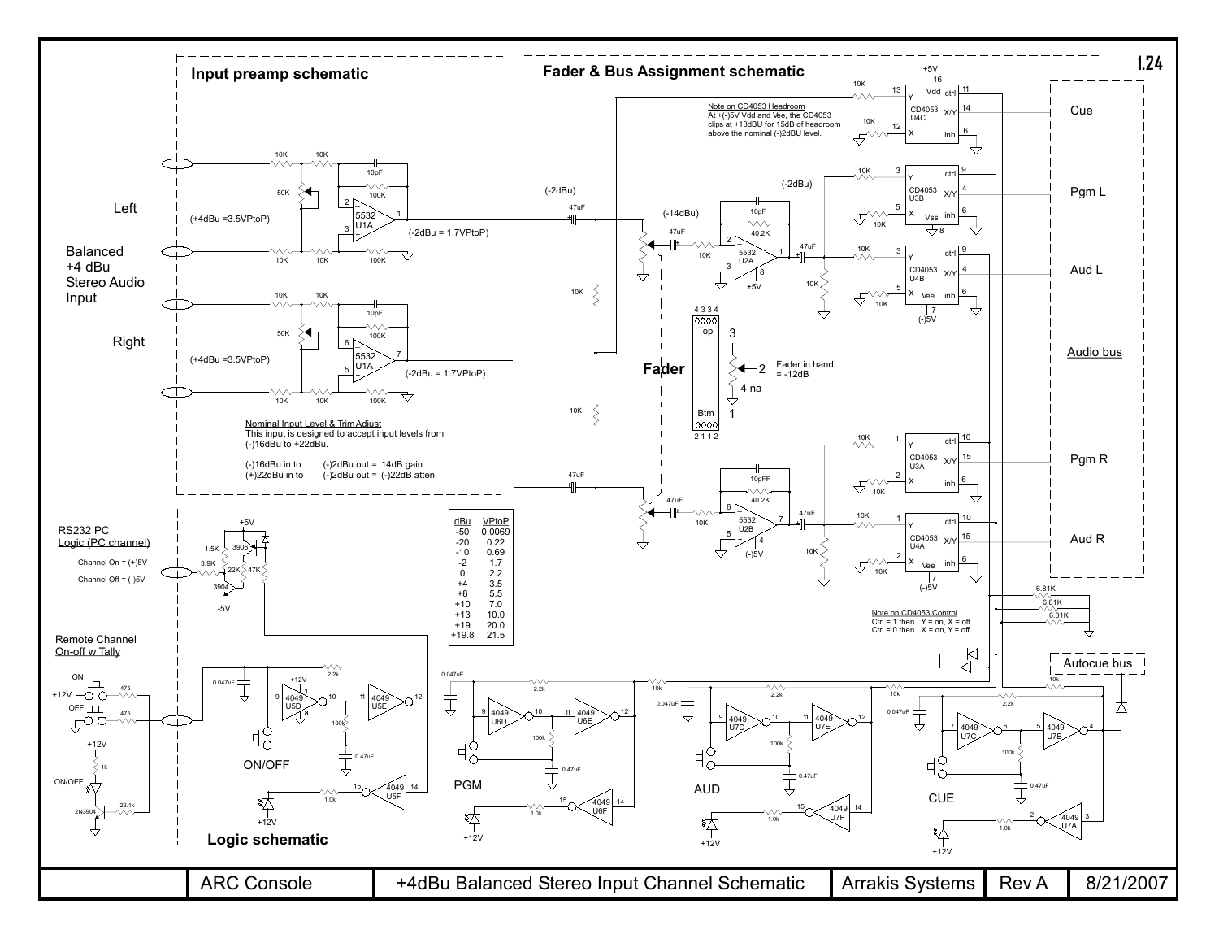# Input preamp schematic

Left

Balanced +4 dBu Stereo Audio Input

Right

(+4dBu =3.5VPtoP)

(-2dBu = 1.7VPtoP)

**Nominal Input Level & Trim Adjust**
This input is designed to accept input levels from (-)16dBu to +22dBu.

(-)16dBu in to (-)2dBu out = 14dB gain
(+)22dBu in to (-)2dBu out = (-)22dB atten.

# Fader & Bus Assignment schematic

**Note on CD4053 Headroom**
At +(-)5V Vdd and Vee, the CD4053 clips at +13dBU for 15dB of headroom above the nominal (-)2dBU level.

Fader in hand = -12dB

**Note on CD4053 Control**
Ctrl = 1 then Y = on, X = off
Ctrl = 0 then X = on, Y = off

Cue

Pgm L

Aud L

Audio bus

Pgm R

Aud R

Autocue bus

| dBu | VPtoP |
|---|---|
| -50 | 0.0069 |
| -20 | 0.22 |
| -10 | 0.69 |
| -2 | 1.7 |
| 0 | 2.2 |
| +4 | 3.5 |
| +8 | 5.5 |
| +10 | 7.0 |
| +13 | 10.0 |
| +19 | 20.0 |
| +19.8 | 21.5 |

# Logic schematic

RS232 PC Logic (PC channel)

Channel On = (+)5V
Channel Off = (-)5V

Remote Channel On-off w Tally

ON/OFF

PGM

AUD

CUE

| ARC Console | +4dBu Balanced Stereo Input Channel Schematic | Arrakis Systems | Rev A | 8/21/2007 |
|---|---|---|---|---|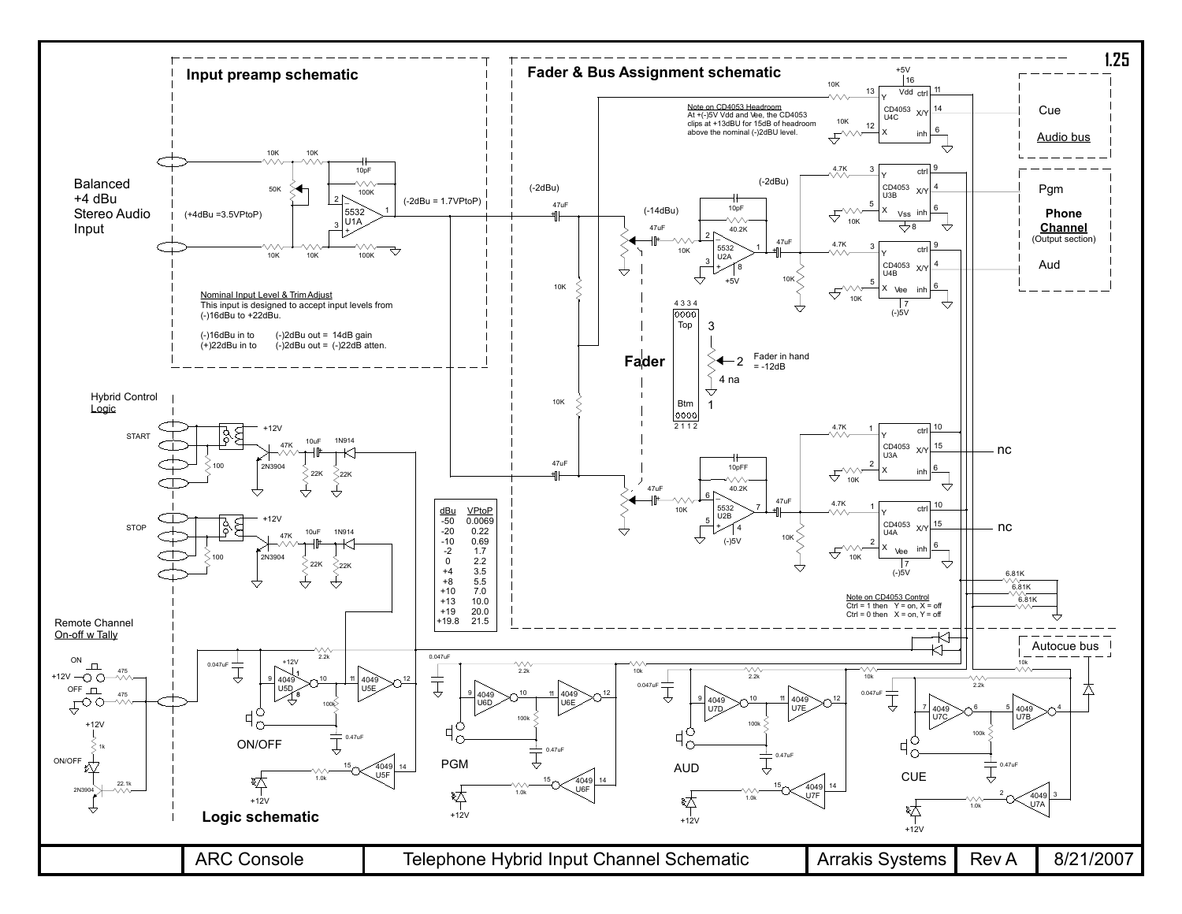## Input preamp schematic

Balanced +4 dBu Stereo Audio Input

(+4dBu =3.5VPtoP)

(-2dBu = 1.7VPtoP)

Nominal Input Level & Trim Adjust
This input is designed to accept input levels from (-)16dBu to +22dBu.

(-)16dBu in to (-)2dBu out = 14dB gain
(+)22dBu in to (-)2dBu out = (-)22dB atten.

## Fader & Bus Assignment schematic

Note on CD4053 Headroom
At +(-)5V Vdd and Vee, the CD4053 clips at +13dBU for 15dB of headroom above the nominal (-)2dBU level.

Cue
Audio bus

Pgm
Phone Channel
(Output section)

Aud

Fader

Fader in hand = -12dB

nc

nc

Note on CD4053 Control
Ctrl = 1 then Y = on, X = off
Ctrl = 0 then X = on, Y = off

Autocue bus

| dBu | VPtoP |
|---|---|
| -50 | 0.0069 |
| -20 | 0.22 |
| -10 | 0.69 |
| -2 | 1.7 |
| 0 | 2.2 |
| +4 | 3.5 |
| +8 | 5.5 |
| +10 | 7.0 |
| +13 | 10.0 |
| +19 | 20.0 |
| +19.8 | 21.5 |

Hybrid Control Logic

START

STOP

Remote Channel On-off w Tally

ON/OFF

PGM

AUD

CUE

## Logic schematic

| ARC Console | Telephone Hybrid Input Channel Schematic | Arrakis Systems | Rev A | 8/21/2007 |
|---|---|---|---|---|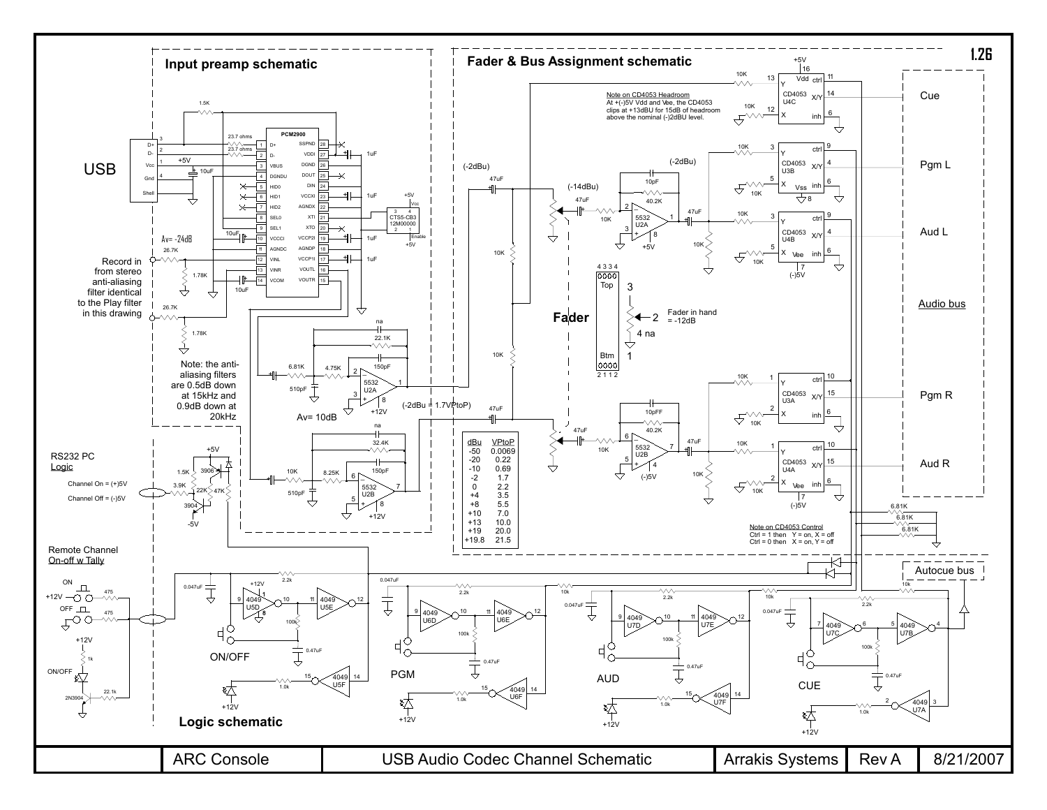## Input preamp schematic

USB

Av= -24dB

Record in from stereo anti-aliasing filter identical to the Play filter in this drawing

Note: the anti-aliasing filters are 0.5dB down at 15kHz and 0.9dB down at 20kHz

Av= 10dB

## Fader & Bus Assignment schematic

Note on CD4053 Headroom
At +(-)5V Vdd and Vee, the CD4053 clips at +13dBU for 15dB of headroom above the nominal (-)2dBU level.

(-2dBu)

(-14dBu)

(-2dBu)

(-2dBu = 1.7VPtoP)

Fader

Fader in hand = -12dB

| dBu | VPtoP |
|---|---|
| -50 | 0.0069 |
| -20 | 0.22 |
| -10 | 0.69 |
| -2 | 1.7 |
| 0 | 2.2 |
| +4 | 3.5 |
| +8 | 5.5 |
| +10 | 7.0 |
| +13 | 10.0 |
| +19 | 20.0 |
| +19.8 | 21.5 |

Cue

Pgm L

Aud L

Audio bus

Pgm R

Aud R

Note on CD4053 Control
Ctrl = 1 then Y = on, X = off
Ctrl = 0 then X = on, Y = off

Autocue bus

RS232 PC Logic

Channel On = (+)5V

Channel Off = (-)5V

Remote Channel On-off w Tally

ON/OFF

PGM

AUD

CUE

## Logic schematic

| ARC Console | USB Audio Codec Channel Schematic | Arrakis Systems | Rev A | 8/21/2007 |
|---|---|---|---|---|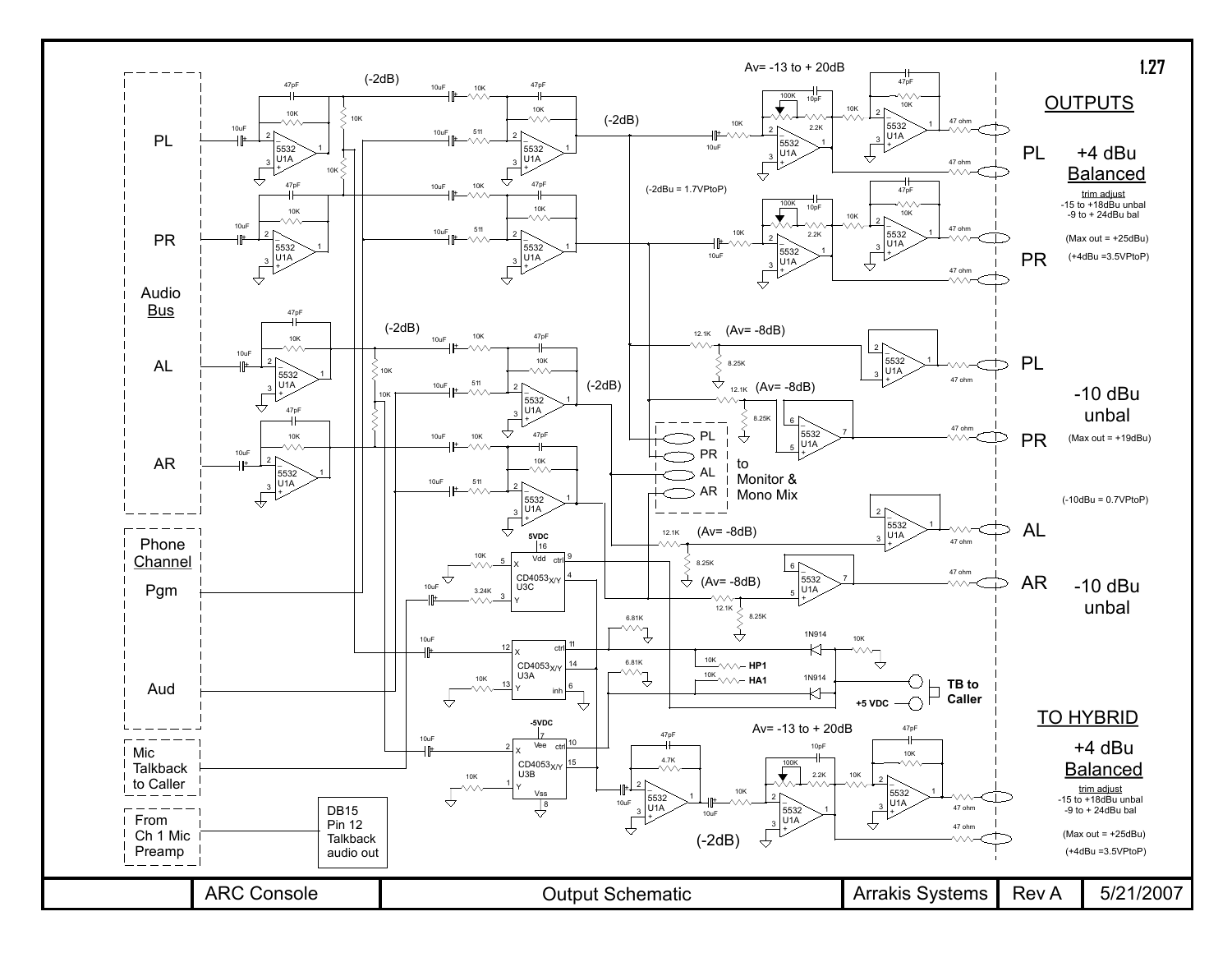1.27

## OUTPUTS

**PL** +4 dBu **Balanced**

trim adjust
-15 to +18dBu unbal
-9 to + 24dBu bal

(Max out = +25dBu)
(+4dBu =3.5VPtoP)

**PR**

Av= -13 to + 20dB

(-2dB)

(-2dBu = 1.7VPtoP)

Audio Bus: PL, PR, AL, AR

(Av= -8dB)

**PL** **PR** -10 dBu unbal (Max out = +19dBu)

(-10dBu = 0.7VPtoP)

**AL** **AR** -10 dBu unbal

to Monitor & Mono Mix: PL, PR, AL, AR

Phone Channel: Pgm, Aud

Mic Talkback to Caller

From Ch 1 Mic Preamp — DB15 Pin 12 Talkback audio out

CD4053 U3C, CD4053 U3A, CD4053 U3B (5VDC, -5VDC)

HP1, HA1

TB to Caller (+5 VDC)

## TO HYBRID

+4 dBu **Balanced**

trim adjust
-15 to +18dBu unbal
-9 to + 24dBu bal

(Max out = +25dBu)
(+4dBu =3.5VPtoP)

| | ARC Console | Output Schematic | Arrakis Systems | Rev A | 5/21/2007 |
|---|---|---|---|---|---|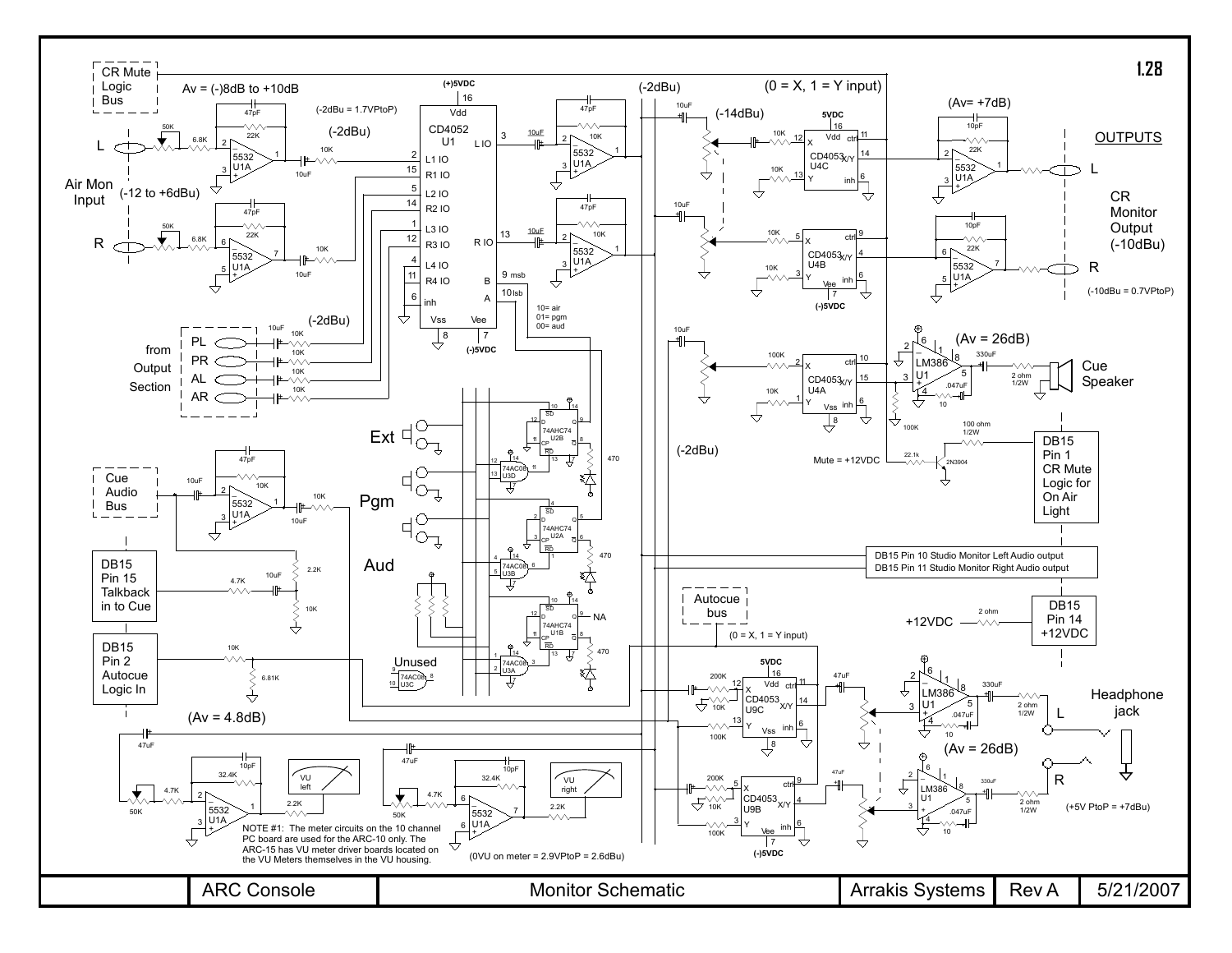1.28

**Monitor Schematic** — ARC Console — Arrakis Systems — Rev A — 5/21/2007

CR Mute Logic Bus

Av = (-)8dB to +10dB

(-2dBu = 1.7VPtoP)

(-2dBu)

Air Mon Input (-12 to +6dBu)

(0 = X, 1 = Y input)

(-14dBu)

(Av= +7dB)

OUTPUTS

CR Monitor Output (-10dBu)

(-10dBu = 0.7VPtoP)

10= air
01= pgm
00= aud

from Output Section: PL, PR, AL, AR

(Av = 26dB)

Cue Speaker

DB15 Pin 1 CR Mute Logic for On Air Light

Mute = +12VDC

Ext

Pgm

Aud

Cue Audio Bus

DB15 Pin 15 Talkback in to Cue

DB15 Pin 2 Autocue Logic In

Unused

DB15 Pin 10 Studio Monitor Left Audio output

DB15 Pin 11 Studio Monitor Right Audio output

DB15 Pin 14 +12VDC

+12VDC

Autocue bus

(0 = X, 1 = Y input)

Headphone jack

(Av = 26dB)

(+5V PtoP = +7dBu)

(Av = 4.8dB)

NOTE #1: The meter circuits on the 10 channel PC board are used for the ARC-10 only. The ARC-15 has VU meter driver boards located on the VU Meters themselves in the VU housing.

(0VU on meter = 2.9VPtoP = 2.6dBu)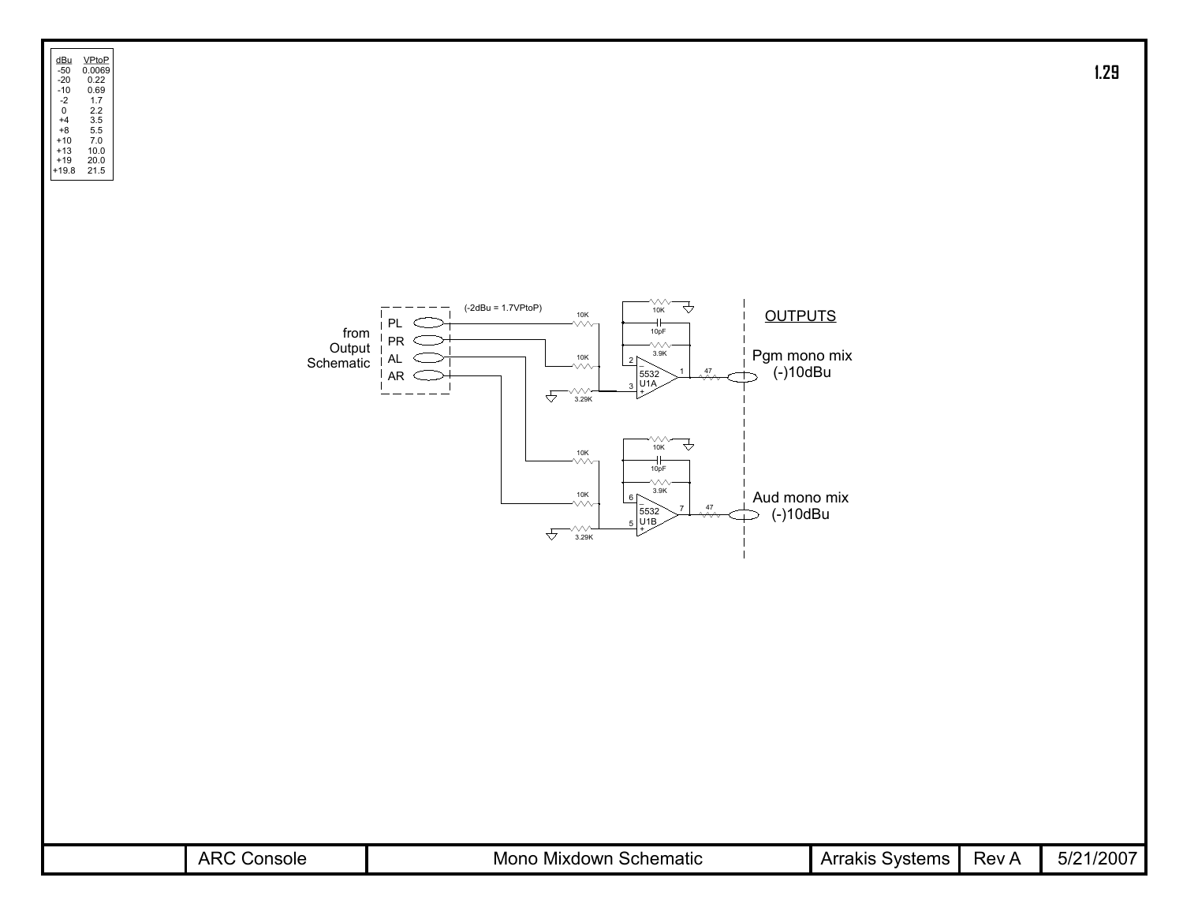| dBu | VPtoP |
|---|---|
| -50 | 0.0069 |
| -20 | 0.22 |
| -10 | 0.69 |
| -2 | 1.7 |
| 0 | 2.2 |
| +4 | 3.5 |
| +8 | 5.5 |
| +10 | 7.0 |
| +13 | 10.0 |
| +19 | 20.0 |
| +19.8 | 21.5 |

from Output Schematic

PL
PR
AL
AR

(-2dBu = 1.7VPtoP)

10K
10K
3.29K
10K
10pF
3.9K
5532 U1A
47

10K
10K
3.29K
10K
10pF
3.9K
5532 U1B
47

OUTPUTS

Pgm mono mix (-)10dBu

Aud mono mix (-)10dBu

| | ARC Console | Mono Mixdown Schematic | Arrakis Systems | Rev A | 5/21/2007 |
|---|---|---|---|---|---|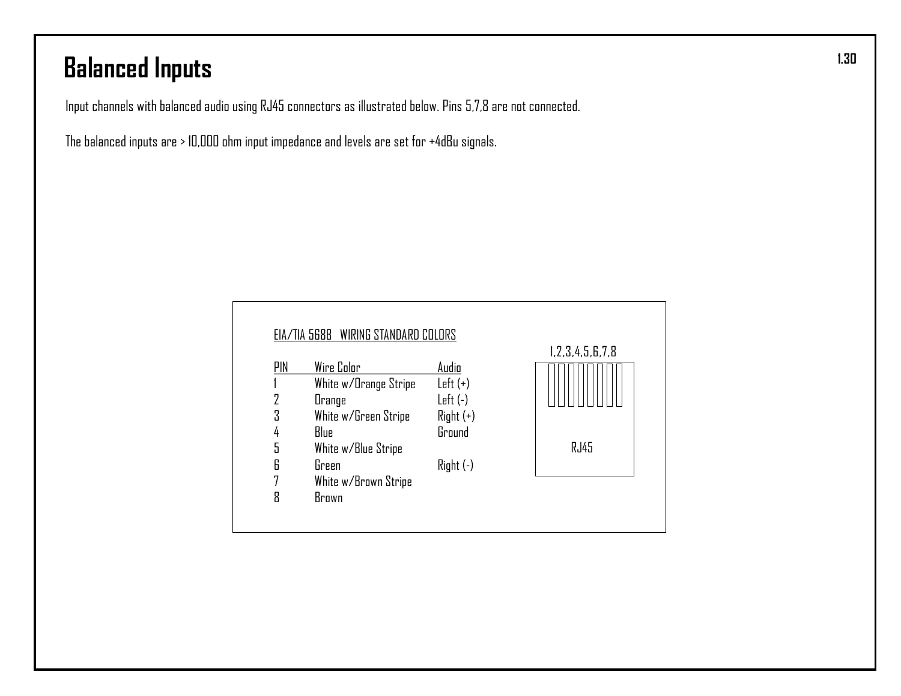# Balanced Inputs

Input channels with balanced audio using RJ45 connectors as illustrated below. Pins 5,7,8 are not connected.

The balanced inputs are > 10,000 ohm input impedance and levels are set for +4dBu signals.

EIA/TIA 568B WIRING STANDARD COLORS

| PIN | Wire Color | Audio |
|---|---|---|
| 1 | White w/Orange Stripe | Left (+) |
| 2 | Orange | Left (-) |
| 3 | White w/Green Stripe | Right (+) |
| 4 | Blue | Ground |
| 5 | White w/Blue Stripe | |
| 6 | Green | Right (-) |
| 7 | White w/Brown Stripe | |
| 8 | Brown | |

1,2,3,4,5,6,7,8

RJ45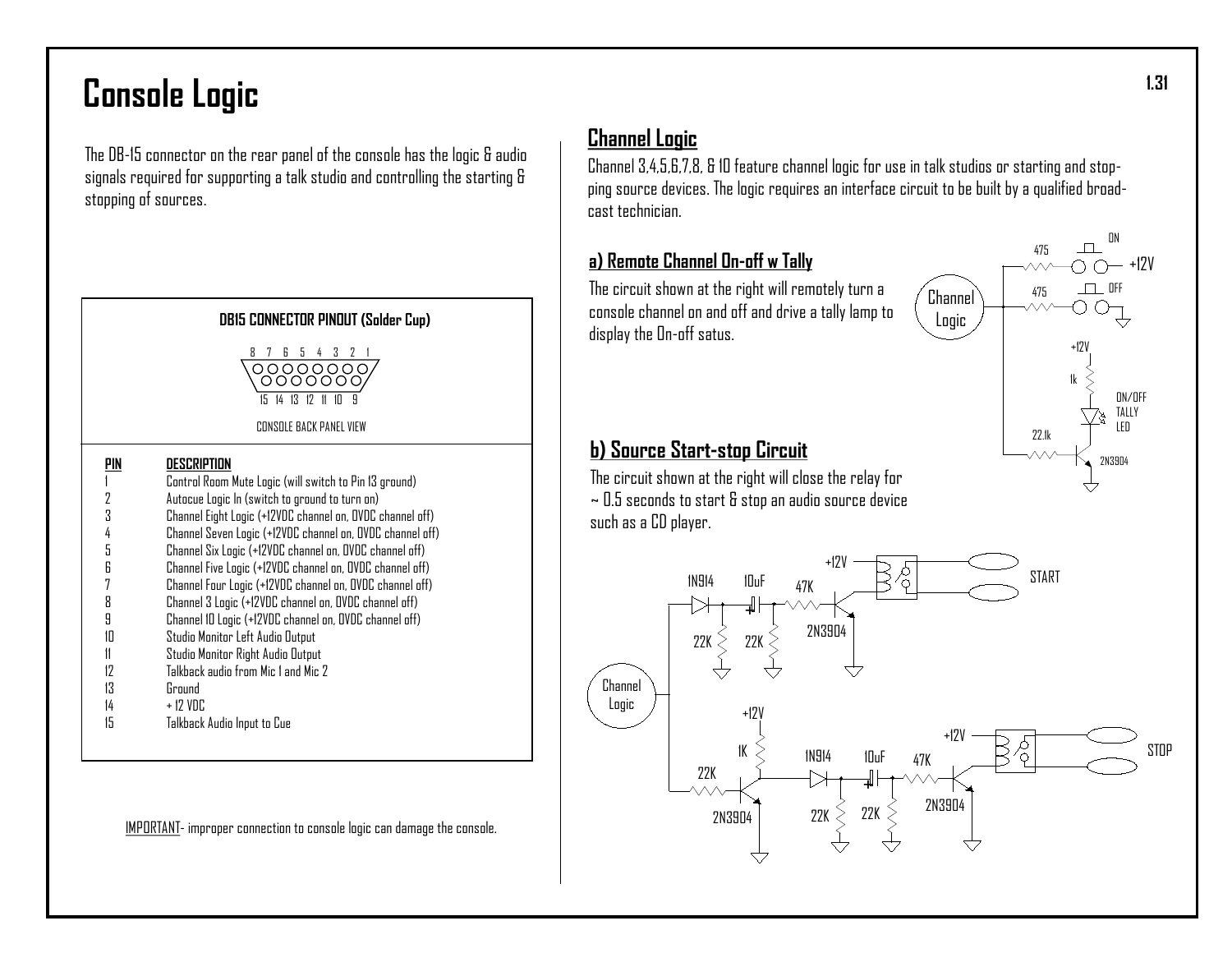# Console Logic

The DB-15 connector on the rear panel of the console has the logic & audio signals required for supporting a talk studio and controlling the starting & stopping of sources.

**DB15 CONNECTOR PINOUT (Solder Cup)**

8 7 6 5 4 3 2 1

15 14 13 12 11 10 9

CONSOLE BACK PANEL VIEW

| PIN | DESCRIPTION |
|---|---|
| 1 | Control Room Mute Logic (will switch to Pin 13 ground) |
| 2 | Autocue Logic In (switch to ground to turn on) |
| 3 | Channel Eight Logic (+12VDC channel on, 0VDC channel off) |
| 4 | Channel Seven Logic (+12VDC channel on, 0VDC channel off) |
| 5 | Channel Six Logic (+12VDC channel on, 0VDC channel off) |
| 6 | Channel Five Logic (+12VDC channel on, 0VDC channel off) |
| 7 | Channel Four Logic (+12VDC channel on, 0VDC channel off) |
| 8 | Channel 3 Logic (+12VDC channel on, 0VDC channel off) |
| 9 | Channel 10 Logic (+12VDC channel on, 0VDC channel off) |
| 10 | Studio Monitor Left Audio Output |
| 11 | Studio Monitor Right Audio Output |
| 12 | Talkback audio from Mic 1 and Mic 2 |
| 13 | Ground |
| 14 | + 12 VDC |
| 15 | Talkback Audio Input to Cue |

IMPORTANT- improper connection to console logic can damage the console.

## Channel Logic

Channel 3,4,5,6,7,8, & 10 feature channel logic for use in talk studios or starting and stopping source devices. The logic requires an interface circuit to be built by a qualified broadcast technician.

### a) Remote Channel On-off w Tally

The circuit shown at the right will remotely turn a console channel on and off and drive a tally lamp to display the On-off satus.

Channel Logic
475
ON
+12V
475
OFF
+12V
1k
ON/OFF TALLY LED
22.1k
2N3904

### b) Source Start-stop Circuit

The circuit shown at the right will close the relay for ~ 0.5 seconds to start & stop an audio source device such as a CD player.

Channel Logic
1N914
10uF
47K
+12V
START
22K
22K
2N3904
+12V
1K
22K
2N3904
1N914
10uF
47K
+12V
STOP
22K
22K
2N3904